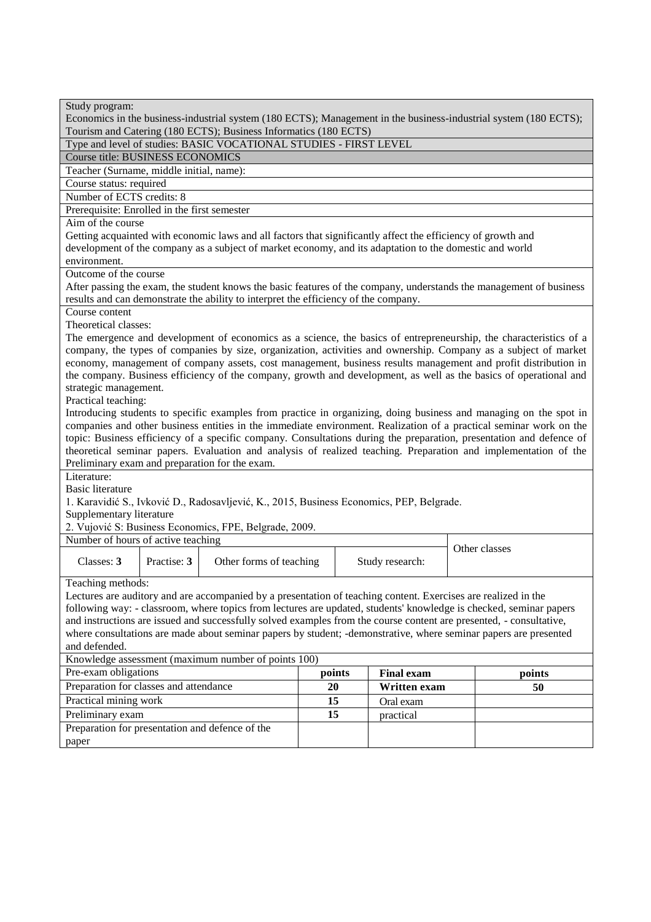Study program:
Economics in the business-industrial system (180 ECTS); Management in the business-industrial system (180 ECTS); Tourism and Catering (180 ECTS); Business Informatics (180 ECTS)

Type and level of studies: BASIC VOCATIONAL STUDIES - FIRST LEVEL

Course title: BUSINESS ECONOMICS

Teacher (Surname, middle initial, name):

Course status: required

Number of ECTS credits: 8

Prerequisite: Enrolled in the first semester

Aim of the course

Getting acquainted with economic laws and all factors that significantly affect the efficiency of growth and development of the company as a subject of market economy, and its adaptation to the domestic and world environment.

Outcome of the course

After passing the exam, the student knows the basic features of the company, understands the management of business results and can demonstrate the ability to interpret the efficiency of the company.

Course content

Theoretical classes:

The emergence and development of economics as a science, the basics of entrepreneurship, the characteristics of a company, the types of companies by size, organization, activities and ownership. Company as a subject of market economy, management of company assets, cost management, business results management and profit distribution in the company. Business efficiency of the company, growth and development, as well as the basics of operational and strategic management.

Practical teaching:

Introducing students to specific examples from practice in organizing, doing business and managing on the spot in companies and other business entities in the immediate environment. Realization of a practical seminar work on the topic: Business efficiency of a specific company. Consultations during the preparation, presentation and defence of theoretical seminar papers. Evaluation and analysis of realized teaching. Preparation and implementation of the Preliminary exam and preparation for the exam.

Literature:

Basic literature

1. Karavidić S., Ivković D., Radosavljević, K., 2015, Business Economics, PEP, Belgrade.

Supplementary literature

2. Vujović S: Business Economics, FPE, Belgrade, 2009.

| Number of hours of active teaching | | | | Other classes |
|---|---|---|---|---|
| Classes: **3** | Practise: **3** | Other forms of teaching | Study research: | |

Teaching methods:

Lectures are auditory and are accompanied by a presentation of teaching content. Exercises are realized in the following way: - classroom, where topics from lectures are updated, students' knowledge is checked, seminar papers and instructions are issued and successfully solved examples from the course content are presented, - consultative, where consultations are made about seminar papers by student; -demonstrative, where seminar papers are presented and defended.

Knowledge assessment (maximum number of points 100)

| Pre-exam obligations | points | Final exam | points |
|---|---|---|---|
| Preparation for classes and attendance | **20** | **Written exam** | **50** |
| Practical mining work | **15** | Oral exam | |
| Preliminary exam | **15** | practical | |
| Preparation for presentation and defence of the paper | | | |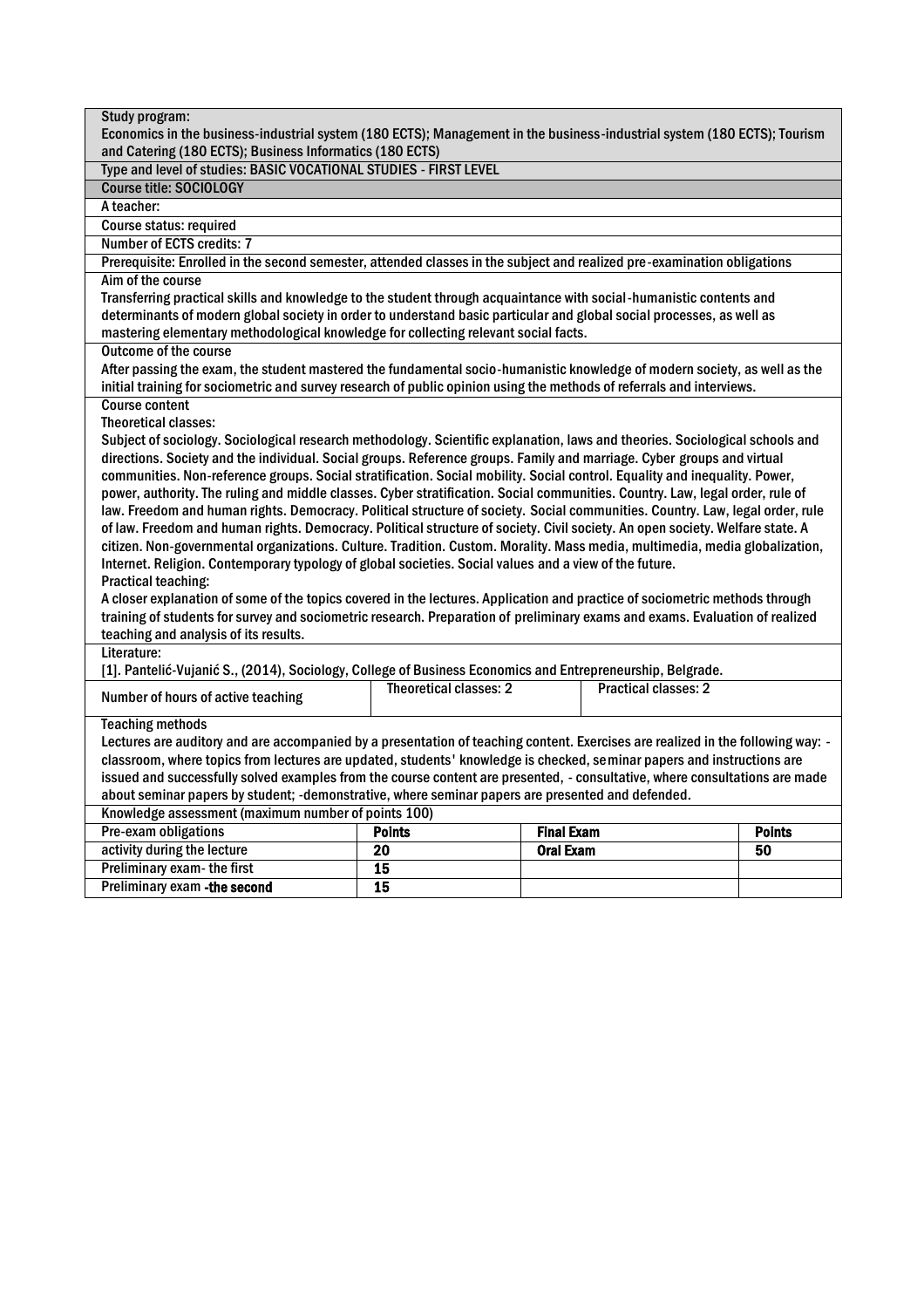**Study program:**
Economics in the business-industrial system (180 ECTS); Management in the business-industrial system (180 ECTS); Tourism and Catering (180 ECTS); Business Informatics (180 ECTS)

**Type and level of studies:** BASIC VOCATIONAL STUDIES - FIRST LEVEL

**Course title:** SOCIOLOGY

**A teacher:**

**Course status:** required

**Number of ECTS credits:** 7

**Prerequisite:** Enrolled in the second semester, attended classes in the subject and realized pre-examination obligations

**Aim of the course**

Transferring practical skills and knowledge to the student through acquaintance with social-humanistic contents and determinants of modern global society in order to understand basic particular and global social processes, as well as mastering elementary methodological knowledge for collecting relevant social facts.

**Outcome of the course**

After passing the exam, the student mastered the fundamental socio-humanistic knowledge of modern society, as well as the initial training for sociometric and survey research of public opinion using the methods of referrals and interviews.

**Course content**

Theoretical classes:

Subject of sociology. Sociological research methodology. Scientific explanation, laws and theories. Sociological schools and directions. Society and the individual. Social groups. Reference groups. Family and marriage. Cyber groups and virtual communities. Non-reference groups. Social stratification. Social mobility. Social control. Equality and inequality. Power, power, authority. The ruling and middle classes. Cyber stratification. Social communities. Country. Law, legal order, rule of law. Freedom and human rights. Democracy. Political structure of society. Social communities. Country. Law, legal order, rule of law. Freedom and human rights. Democracy. Political structure of society. Civil society. An open society. Welfare state. A citizen. Non-governmental organizations. Culture. Tradition. Custom. Morality. Mass media, multimedia, media globalization, Internet. Religion. Contemporary typology of global societies. Social values and a view of the future.

Practical teaching:

A closer explanation of some of the topics covered in the lectures. Application and practice of sociometric methods through training of students for survey and sociometric research. Preparation of preliminary exams and exams. Evaluation of realized teaching and analysis of its results.

**Literature:**

[1]. Pantelić-Vujanić S., (2014), Sociology, College of Business Economics and Entrepreneurship, Belgrade.

| Number of hours of active teaching | Theoretical classes: 2 | Practical classes: 2 |
|---|---|---|

**Teaching methods**

Lectures are auditory and are accompanied by a presentation of teaching content. Exercises are realized in the following way: - classroom, where topics from lectures are updated, students' knowledge is checked, seminar papers and instructions are issued and successfully solved examples from the course content are presented, - consultative, where consultations are made about seminar papers by student; -demonstrative, where seminar papers are presented and defended.

**Knowledge assessment (maximum number of points 100)**

| Pre-exam obligations | Points | Final Exam | Points |
|---|---|---|---|
| activity during the lecture | 20 | Oral Exam | 50 |
| Preliminary exam- the first | 15 | | |
| Preliminary exam -the second | 15 | | |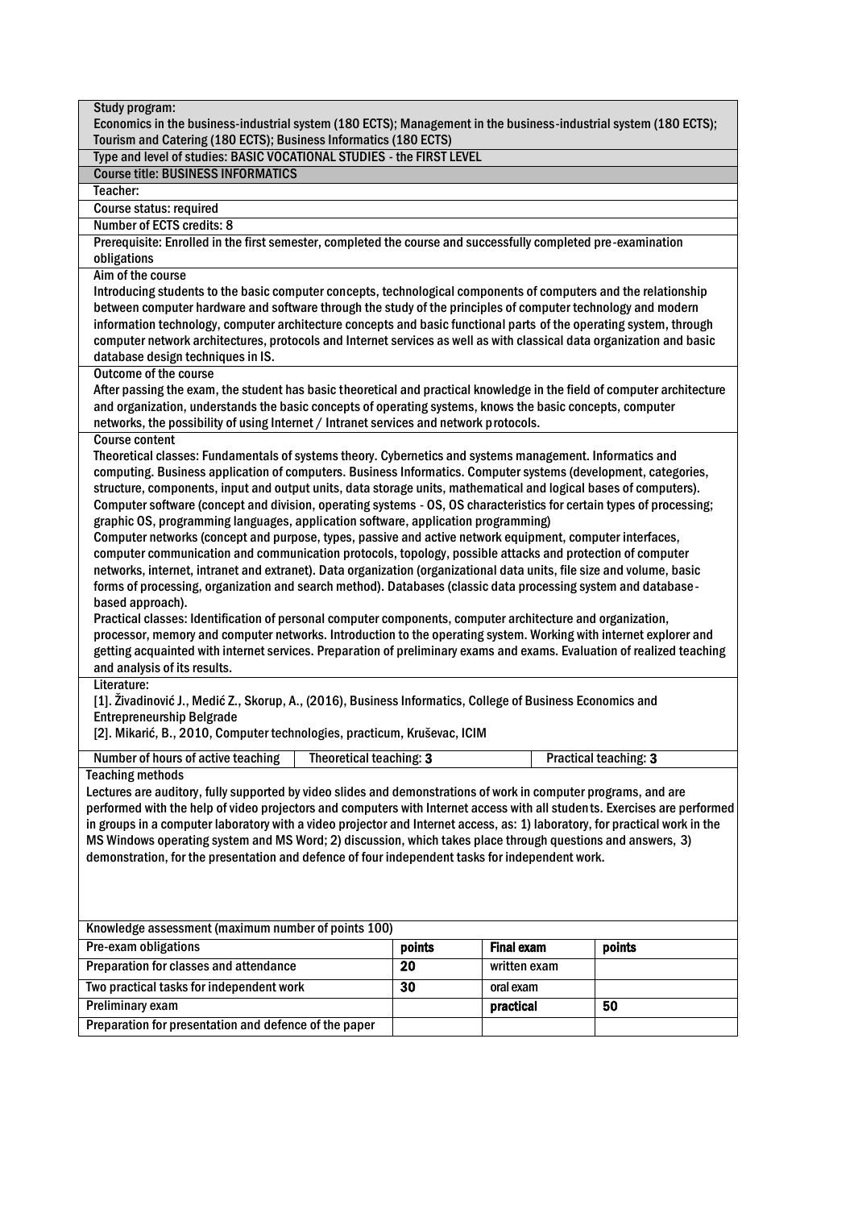Study program:
**Economics in the business-industrial system (180 ECTS); Management in the business-industrial system (180 ECTS); Tourism and Catering (180 ECTS); Business Informatics (180 ECTS)**

Type and level of studies: BASIC VOCATIONAL STUDIES - the FIRST LEVEL

**Course title: BUSINESS INFORMATICS**

Teacher:

Course status: required

Number of ECTS credits: 8

Prerequisite: Enrolled in the first semester, completed the course and successfully completed pre-examination obligations

**Aim of the course**

Introducing students to the basic computer concepts, technological components of computers and the relationship between computer hardware and software through the study of the principles of computer technology and modern information technology, computer architecture concepts and basic functional parts of the operating system, through computer network architectures, protocols and Internet services as well as with classical data organization and basic database design techniques in IS.

**Outcome of the course**

After passing the exam, the student has basic theoretical and practical knowledge in the field of computer architecture and organization, understands the basic concepts of operating systems, knows the basic concepts, computer networks, the possibility of using Internet / Intranet services and network protocols.

**Course content**

Theoretical classes: Fundamentals of systems theory. Cybernetics and systems management. Informatics and computing. Business application of computers. Business Informatics. Computer systems (development, categories, structure, components, input and output units, data storage units, mathematical and logical bases of computers). Computer software (concept and division, operating systems - OS, OS characteristics for certain types of processing; graphic OS, programming languages, application software, application programming)
Computer networks (concept and purpose, types, passive and active network equipment, computer interfaces, computer communication and communication protocols, topology, possible attacks and protection of computer networks, internet, intranet and extranet). Data organization (organizational data units, file size and volume, basic forms of processing, organization and search method). Databases (classic data processing system and database-based approach).
Practical classes: Identification of personal computer components, computer architecture and organization, processor, memory and computer networks. Introduction to the operating system. Working with internet explorer and getting acquainted with internet services. Preparation of preliminary exams and exams. Evaluation of realized teaching and analysis of its results.

**Literature:**

[1]. Živadinović J., Medić Z., Skorup, A., (2016), Business Informatics, College of Business Economics and Entrepreneurship Belgrade
[2]. Mikarić, B., 2010, Computer technologies, practicum, Kruševac, ICIM

| Number of hours of active teaching | Theoretical teaching: 3 | Practical teaching: 3 |
|---|---|---|

**Teaching methods**

Lectures are auditory, fully supported by video slides and demonstrations of work in computer programs, and are performed with the help of video projectors and computers with Internet access with all students. Exercises are performed in groups in a computer laboratory with a video projector and Internet access, as: 1) laboratory, for practical work in the MS Windows operating system and MS Word; 2) discussion, which takes place through questions and answers, 3) demonstration, for the presentation and defence of four independent tasks for independent work.

Knowledge assessment (maximum number of points 100)

| Pre-exam obligations | points | Final exam | points |
|---|---|---|---|
| Preparation for classes and attendance | 20 | written exam | |
| Two practical tasks for independent work | 30 | oral exam | |
| Preliminary exam | | practical | 50 |
| Preparation for presentation and defence of the paper | | | |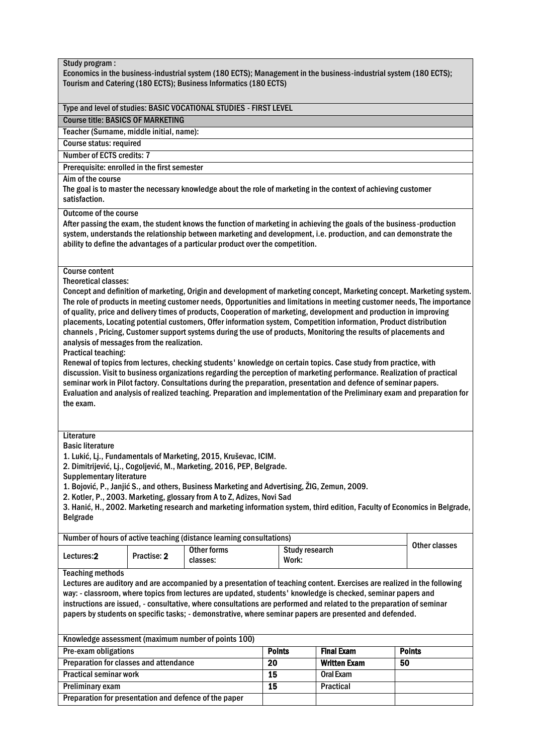**Study program :**
Economics in the business-industrial system (180 ECTS); Management in the business-industrial system (180 ECTS); Tourism and Catering (180 ECTS); Business Informatics (180 ECTS)

**Type and level of studies:** BASIC VOCATIONAL STUDIES - FIRST LEVEL

**Course title:** BASICS OF MARKETING

**Teacher (Surname, middle initial, name):**

**Course status:** required

**Number of ECTS credits:** 7

**Prerequisite:** enrolled in the first semester

**Aim of the course**
The goal is to master the necessary knowledge about the role of marketing in the context of achieving customer satisfaction.

**Outcome of the course**
After passing the exam, the student knows the function of marketing in achieving the goals of the business-production system, understands the relationship between marketing and development, i.e. production, and can demonstrate the ability to define the advantages of a particular product over the competition.

**Course content**

Theoretical classes:
Concept and definition of marketing, Origin and development of marketing concept, Marketing concept. Marketing system. The role of products in meeting customer needs, Opportunities and limitations in meeting customer needs, The importance of quality, price and delivery times of products, Cooperation of marketing, development and production in improving placements, Locating potential customers, Offer information system, Competition information, Product distribution channels , Pricing, Customer support systems during the use of products, Monitoring the results of placements and analysis of messages from the realization.

Practical teaching:
Renewal of topics from lectures, checking students' knowledge on certain topics. Case study from practice, with discussion. Visit to business organizations regarding the perception of marketing performance. Realization of practical seminar work in Pilot factory. Consultations during the preparation, presentation and defence of seminar papers. Evaluation and analysis of realized teaching. Preparation and implementation of the Preliminary exam and preparation for the exam.

**Literature**

Basic literature
1. Lukić, Lj., Fundamentals of Marketing, 2015, Kruševac, ICIM.
2. Dimitrijević, Lj., Cogoljević, M., Marketing, 2016, PEP, Belgrade.

Supplementary literature
1. Bojović, P., Janjić S., and others, Business Marketing and Advertising, ŽIG, Zemun, 2009.
2. Kotler, P., 2003. Marketing, glossary from A to Z, Adizes, Novi Sad
3. Hanić, H., 2002. Marketing research and marketing information system, third edition, Faculty of Economics in Belgrade, Belgrade

| Number of hours of active teaching (distance learning consultations) | | | | Other classes |
|---|---|---|---|---|
| Lectures: 2 | Practise: 2 | Other forms classes: | Study research Work: | |

**Teaching methods**
Lectures are auditory and are accompanied by a presentation of teaching content. Exercises are realized in the following way: - classroom, where topics from lectures are updated, students' knowledge is checked, seminar papers and instructions are issued, - consultative, where consultations are performed and related to the preparation of seminar papers by students on specific tasks; - demonstrative, where seminar papers are presented and defended.

| Knowledge assessment (maximum number of points 100) | | | |
|---|---|---|---|
| **Pre-exam obligations** | **Points** | **Final Exam** | **Points** |
| Preparation for classes and attendance | 20 | Written Exam | 50 |
| Practical seminar work | 15 | Oral Exam | |
| Preliminary exam | 15 | Practical | |
| Preparation for presentation and defence of the paper | | | |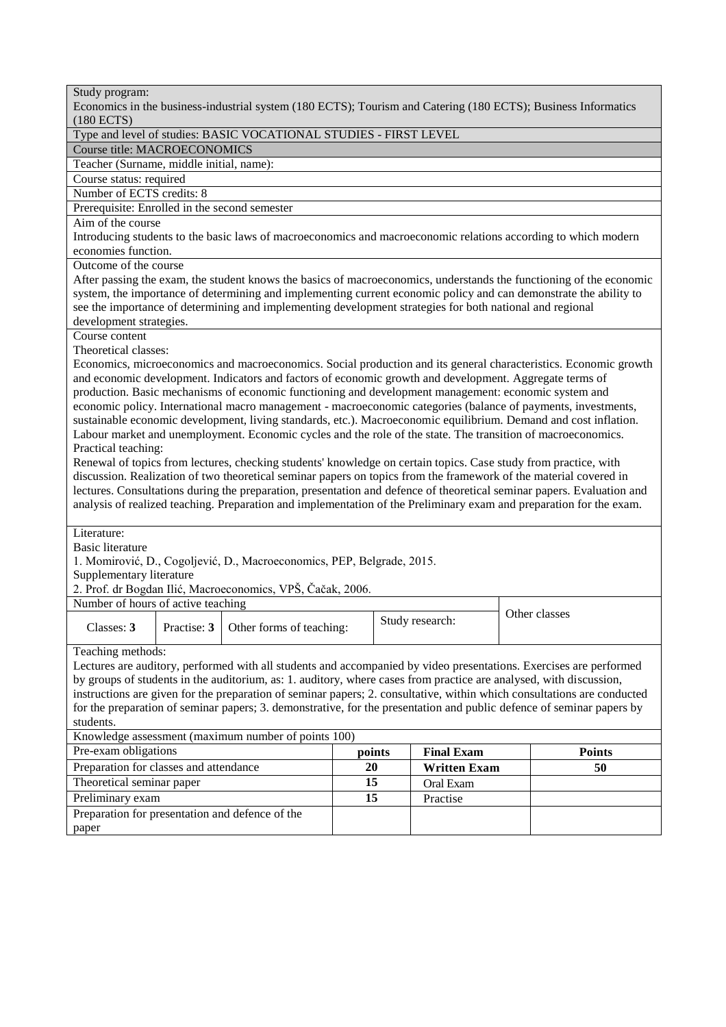Study program:
Economics in the business-industrial system (180 ECTS); Tourism and Catering (180 ECTS); Business Informatics (180 ECTS)

Type and level of studies: BASIC VOCATIONAL STUDIES - FIRST LEVEL

Course title: MACROECONOMICS

Teacher (Surname, middle initial, name):

Course status: required

Number of ECTS credits: 8

Prerequisite: Enrolled in the second semester

Aim of the course
Introducing students to the basic laws of macroeconomics and macroeconomic relations according to which modern economies function.

Outcome of the course
After passing the exam, the student knows the basics of macroeconomics, understands the functioning of the economic system, the importance of determining and implementing current economic policy and can demonstrate the ability to see the importance of determining and implementing development strategies for both national and regional development strategies.

Course content
Theoretical classes:
Economics, microeconomics and macroeconomics. Social production and its general characteristics. Economic growth and economic development. Indicators and factors of economic growth and development. Aggregate terms of production. Basic mechanisms of economic functioning and development management: economic system and economic policy. International macro management - macroeconomic categories (balance of payments, investments, sustainable economic development, living standards, etc.). Macroeconomic equilibrium. Demand and cost inflation. Labour market and unemployment. Economic cycles and the role of the state. The transition of macroeconomics.
Practical teaching:
Renewal of topics from lectures, checking students' knowledge on certain topics. Case study from practice, with discussion. Realization of two theoretical seminar papers on topics from the framework of the material covered in lectures. Consultations during the preparation, presentation and defence of theoretical seminar papers. Evaluation and analysis of realized teaching. Preparation and implementation of the Preliminary exam and preparation for the exam.

Literature:
Basic literature
1. Momirović, D., Cogoljević, D., Macroeconomics, PEP, Belgrade, 2015.
Supplementary literature
2. Prof. dr Bogdan Ilić, Macroeconomics, VPŠ, Čačak, 2006.

| Number of hours of active teaching | | | | Other classes |
|---|---|---|---|---|
| Classes: **3** | Practise: **3** | Other forms of teaching: | Study research: | |

Teaching methods:
Lectures are auditory, performed with all students and accompanied by video presentations. Exercises are performed by groups of students in the auditorium, as: 1. auditory, where cases from practice are analysed, with discussion, instructions are given for the preparation of seminar papers; 2. consultative, within which consultations are conducted for the preparation of seminar papers; 3. demonstrative, for the presentation and public defence of seminar papers by students.

Knowledge assessment (maximum number of points 100)

| Pre-exam obligations | points | Final Exam | Points |
|---|---|---|---|
| Preparation for classes and attendance | **20** | **Written Exam** | **50** |
| Theoretical seminar paper | **15** | Oral Exam | |
| Preliminary exam | **15** | Practise | |
| Preparation for presentation and defence of the paper | | | |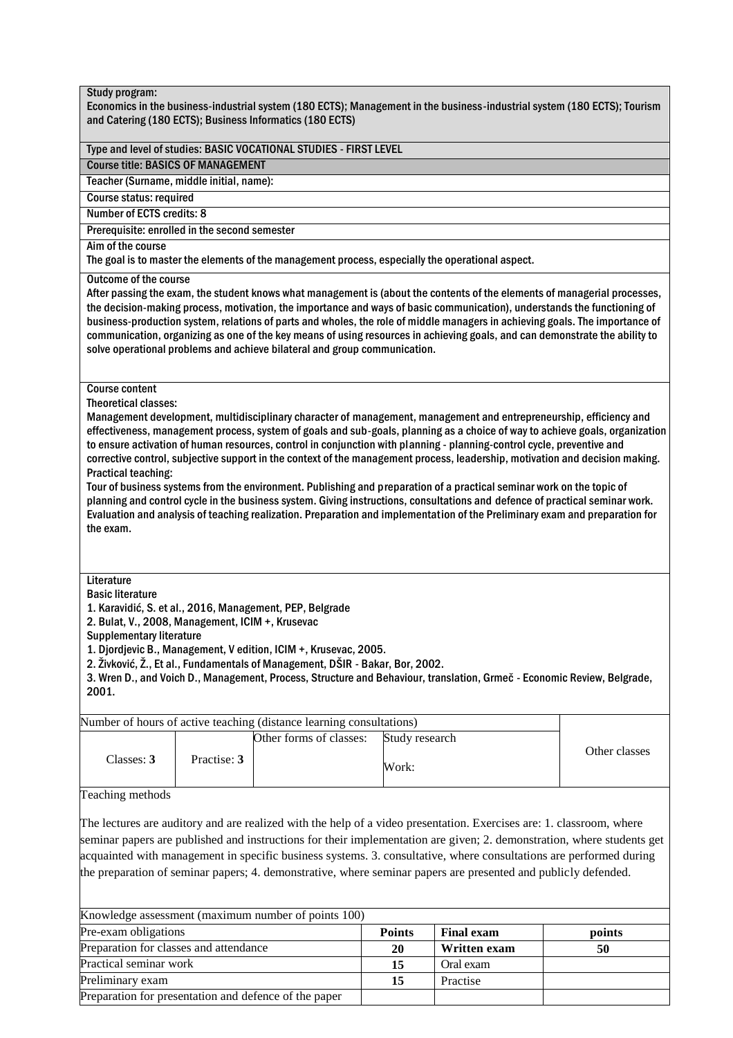Study program:
Economics in the business-industrial system (180 ECTS); Management in the business-industrial system (180 ECTS); Tourism and Catering (180 ECTS); Business Informatics (180 ECTS)

Type and level of studies: BASIC VOCATIONAL STUDIES - FIRST LEVEL

Course title: BASICS OF MANAGEMENT

Teacher (Surname, middle initial, name):

Course status: required

Number of ECTS credits: 8

Prerequisite: enrolled in the second semester

Aim of the course
The goal is to master the elements of the management process, especially the operational aspect.

Outcome of the course
After passing the exam, the student knows what management is (about the contents of the elements of managerial processes, the decision-making process, motivation, the importance and ways of basic communication), understands the functioning of business-production system, relations of parts and wholes, the role of middle managers in achieving goals. The importance of communication, organizing as one of the key means of using resources in achieving goals, and can demonstrate the ability to solve operational problems and achieve bilateral and group communication.

Course content
Theoretical classes:
Management development, multidisciplinary character of management, management and entrepreneurship, efficiency and effectiveness, management process, system of goals and sub-goals, planning as a choice of way to achieve goals, organization to ensure activation of human resources, control in conjunction with planning - planning-control cycle, preventive and corrective control, subjective support in the context of the management process, leadership, motivation and decision making.
Practical teaching:
Tour of business systems from the environment. Publishing and preparation of a practical seminar work on the topic of planning and control cycle in the business system. Giving instructions, consultations and defence of practical seminar work. Evaluation and analysis of teaching realization. Preparation and implementation of the Preliminary exam and preparation for the exam.

Literature
Basic literature
1. Karavidić, S. et al., 2016, Management, PEP, Belgrade
2. Bulat, V., 2008, Management, ICIM +, Krusevac
Supplementary literature
1. Djordjevic B., Management, V edition, ICIM +, Krusevac, 2005.
2. Živković, Ž., Et al., Fundamentals of Management, DŠIR - Bakar, Bor, 2002.
3. Wren D., and Voich D., Management, Process, Structure and Behaviour, translation, Grmeč - Economic Review, Belgrade, 2001.

| Number of hours of active teaching (distance learning consultations) | | | | Other classes |
|---|---|---|---|---|
| Classes: **3** | Practise: **3** | Other forms of classes: | Study research Work: | |

Teaching methods

The lectures are auditory and are realized with the help of a video presentation. Exercises are: 1. classroom, where seminar papers are published and instructions for their implementation are given; 2. demonstration, where students get acquainted with management in specific business systems. 3. consultative, where consultations are performed during the preparation of seminar papers; 4. demonstrative, where seminar papers are presented and publicly defended.

| Knowledge assessment (maximum number of points 100) | | | |
|---|---|---|---|
| Pre-exam obligations | **Points** | **Final exam** | **points** |
| Preparation for classes and attendance | **20** | **Written exam** | **50** |
| Practical seminar work | **15** | Oral exam | |
| Preliminary exam | **15** | Practise | |
| Preparation for presentation and defence of the paper | | | |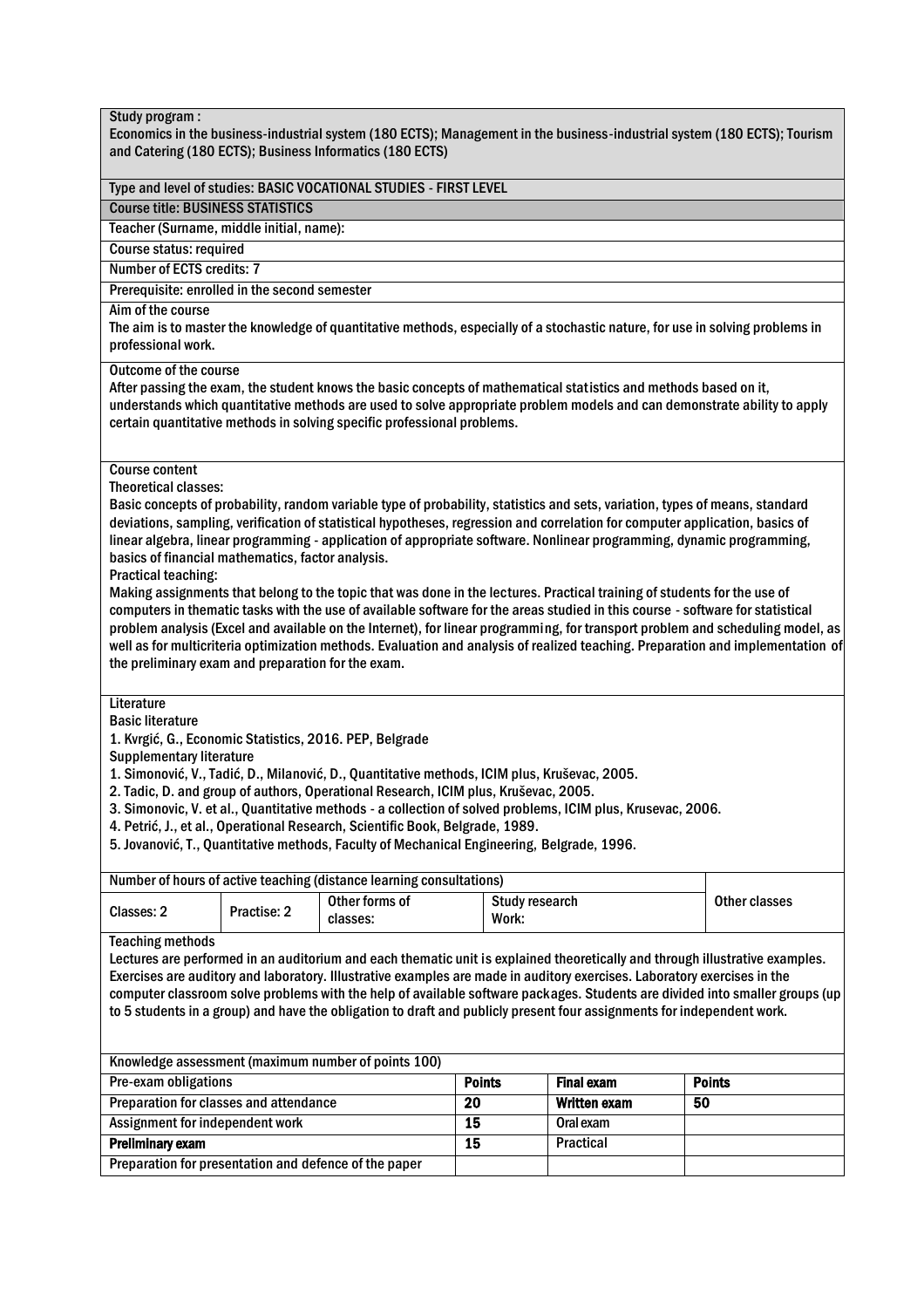**Study program :**
Economics in the business-industrial system (180 ECTS); Management in the business-industrial system (180 ECTS); Tourism and Catering (180 ECTS); Business Informatics (180 ECTS)

Type and level of studies: BASIC VOCATIONAL STUDIES - FIRST LEVEL

**Course title: BUSINESS STATISTICS**

Teacher (Surname, middle initial, name):

Course status: required

Number of ECTS credits: 7

Prerequisite: enrolled in the second semester

**Aim of the course**
The aim is to master the knowledge of quantitative methods, especially of a stochastic nature, for use in solving problems in professional work.

**Outcome of the course**
After passing the exam, the student knows the basic concepts of mathematical statistics and methods based on it, understands which quantitative methods are used to solve appropriate problem models and can demonstrate ability to apply certain quantitative methods in solving specific professional problems.

**Course content**

Theoretical classes:

Basic concepts of probability, random variable type of probability, statistics and sets, variation, types of means, standard deviations, sampling, verification of statistical hypotheses, regression and correlation for computer application, basics of linear algebra, linear programming - application of appropriate software. Nonlinear programming, dynamic programming, basics of financial mathematics, factor analysis.

Practical teaching:

Making assignments that belong to the topic that was done in the lectures. Practical training of students for the use of computers in thematic tasks with the use of available software for the areas studied in this course - software for statistical problem analysis (Excel and available on the Internet), for linear programming, for transport problem and scheduling model, as well as for multicriteria optimization methods. Evaluation and analysis of realized teaching. Preparation and implementation of the preliminary exam and preparation for the exam.

**Literature**

Basic literature

1. Kvrgić, G., Economic Statistics, 2016. PEP, Belgrade

Supplementary literature

1. Simonović, V., Tadić, D., Milanović, D., Quantitative methods, ICIM plus, Kruševac, 2005.
2. Tadic, D. and group of authors, Operational Research, ICIM plus, Kruševac, 2005.
3. Simonovic, V. et al., Quantitative methods - a collection of solved problems, ICIM plus, Krusevac, 2006.
4. Petrić, J., et al., Operational Research, Scientific Book, Belgrade, 1989.
5. Jovanović, T., Quantitative methods, Faculty of Mechanical Engineering, Belgrade, 1996.

| Number of hours of active teaching (distance learning consultations) | | | | Other classes |
|---|---|---|---|---|
| Classes: 2 | Practise: 2 | Other forms of classes: | Study research Work: | |

**Teaching methods**
Lectures are performed in an auditorium and each thematic unit is explained theoretically and through illustrative examples. Exercises are auditory and laboratory. Illustrative examples are made in auditory exercises. Laboratory exercises in the computer classroom solve problems with the help of available software packages. Students are divided into smaller groups (up to 5 students in a group) and have the obligation to draft and publicly present four assignments for independent work.

| Knowledge assessment (maximum number of points 100) | | | |
|---|---|---|---|
| Pre-exam obligations | Points | Final exam | Points |
| Preparation for classes and attendance | 20 | Written exam | 50 |
| Assignment for independent work | 15 | Oral exam | |
| Preliminary exam | 15 | Practical | |
| Preparation for presentation and defence of the paper | | | |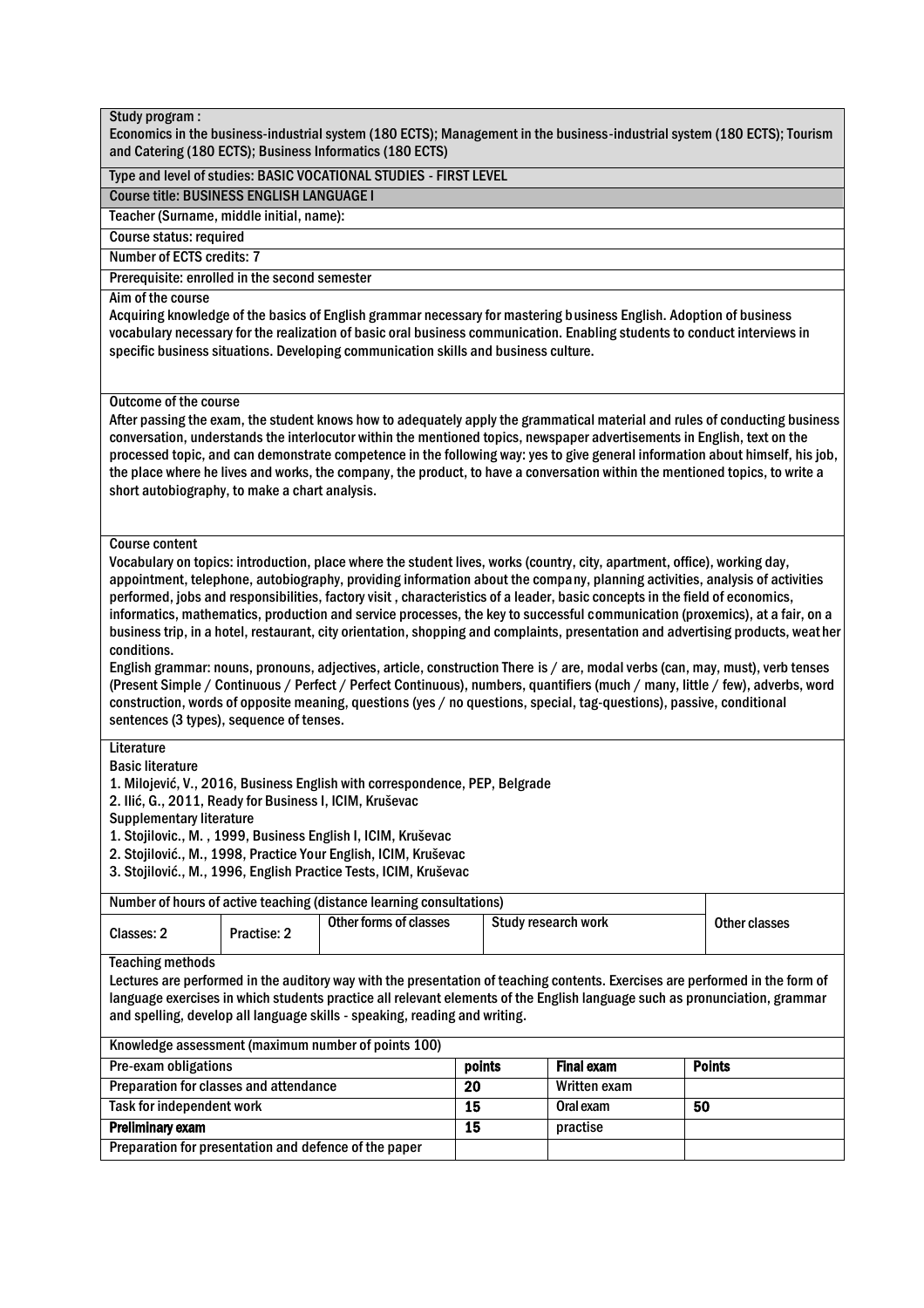**Study program :**
Economics in the business-industrial system (180 ECTS); Management in the business-industrial system (180 ECTS); Tourism and Catering (180 ECTS); Business Informatics (180 ECTS)

**Type and level of studies: BASIC VOCATIONAL STUDIES - FIRST LEVEL**

**Course title: BUSINESS ENGLISH LANGUAGE I**

Teacher (Surname, middle initial, name):

Course status: required

Number of ECTS credits: 7

Prerequisite: enrolled in the second semester

**Aim of the course**

Acquiring knowledge of the basics of English grammar necessary for mastering business English. Adoption of business vocabulary necessary for the realization of basic oral business communication. Enabling students to conduct interviews in specific business situations. Developing communication skills and business culture.

**Outcome of the course**

After passing the exam, the student knows how to adequately apply the grammatical material and rules of conducting business conversation, understands the interlocutor within the mentioned topics, newspaper advertisements in English, text on the processed topic, and can demonstrate competence in the following way: yes to give general information about himself, his job, the place where he lives and works, the company, the product, to have a conversation within the mentioned topics, to write a short autobiography, to make a chart analysis.

**Course content**

Vocabulary on topics: introduction, place where the student lives, works (country, city, apartment, office), working day, appointment, telephone, autobiography, providing information about the company, planning activities, analysis of activities performed, jobs and responsibilities, factory visit , characteristics of a leader, basic concepts in the field of economics, informatics, mathematics, production and service processes, the key to successful communication (proxemics), at a fair, on a business trip, in a hotel, restaurant, city orientation, shopping and complaints, presentation and advertising products, weather conditions.

English grammar: nouns, pronouns, adjectives, article, construction There is / are, modal verbs (can, may, must), verb tenses (Present Simple / Continuous / Perfect / Perfect Continuous), numbers, quantifiers (much / many, little / few), adverbs, word construction, words of opposite meaning, questions (yes / no questions, special, tag-questions), passive, conditional sentences (3 types), sequence of tenses.

**Literature**

Basic literature

1. Milojević, V., 2016, Business English with correspondence, PEP, Belgrade
2. Ilić, G., 2011, Ready for Business I, ICIM, Kruševac

Supplementary literature

1. Stojilovic., M. , 1999, Business English I, ICIM, Kruševac
2. Stojilović., M., 1998, Practice Your English, ICIM, Kruševac
3. Stojilović., M., 1996, English Practice Tests, ICIM, Kruševac

| Number of hours of active teaching (distance learning consultations) | | | | Other classes |
|---|---|---|---|---|
| Classes: 2 | Practise: 2 | Other forms of classes | Study research work | |

**Teaching methods**

Lectures are performed in the auditory way with the presentation of teaching contents. Exercises are performed in the form of language exercises in which students practice all relevant elements of the English language such as pronunciation, grammar and spelling, develop all language skills - speaking, reading and writing.

| Knowledge assessment (maximum number of points 100) | | | |
|---|---|---|---|
| Pre-exam obligations | points | **Final exam** | **Points** |
| Preparation for classes and attendance | 20 | Written exam | |
| Task for independent work | 15 | Oral exam | 50 |
| **Preliminary exam** | 15 | practise | |
| Preparation for presentation and defence of the paper | | | |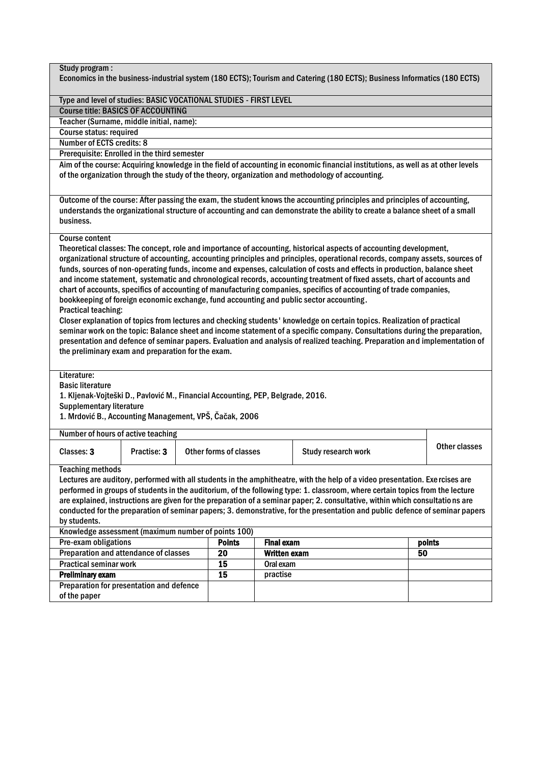Study program :
Economics in the business-industrial system (180 ECTS); Tourism and Catering (180 ECTS); Business Informatics (180 ECTS)

Type and level of studies: BASIC VOCATIONAL STUDIES - FIRST LEVEL

**Course title: BASICS OF ACCOUNTING**

Teacher (Surname, middle initial, name):

Course status: required

Number of ECTS credits: 8

Prerequisite: Enrolled in the third semester

Aim of the course: Acquiring knowledge in the field of accounting in economic financial institutions, as well as at other levels of the organization through the study of the theory, organization and methodology of accounting.

Outcome of the course: After passing the exam, the student knows the accounting principles and principles of accounting, understands the organizational structure of accounting and can demonstrate the ability to create a balance sheet of a small business.

Course content

Theoretical classes: The concept, role and importance of accounting, historical aspects of accounting development, organizational structure of accounting, accounting principles and principles, operational records, company assets, sources of funds, sources of non-operating funds, income and expenses, calculation of costs and effects in production, balance sheet and income statement, systematic and chronological records, accounting treatment of fixed assets, chart of accounts and chart of accounts, specifics of accounting of manufacturing companies, specifics of accounting of trade companies, bookkeeping of foreign economic exchange, fund accounting and public sector accounting.

Practical teaching:

Closer explanation of topics from lectures and checking students' knowledge on certain topics. Realization of practical seminar work on the topic: Balance sheet and income statement of a specific company. Consultations during the preparation, presentation and defence of seminar papers. Evaluation and analysis of realized teaching. Preparation and implementation of the preliminary exam and preparation for the exam.

Literature:

Basic literature

1. Kljenak-Vojteški D., Pavlović M., Financial Accounting, PEP, Belgrade, 2016.

Supplementary literature

1. Mrdović B., Accounting Management, VPŠ, Čačak, 2006

| Number of hours of active teaching | | | | Other classes |
|---|---|---|---|---|
| Classes: **3** | Practise: **3** | Other forms of classes | Study research work | |

Teaching methods

Lectures are auditory, performed with all students in the amphitheatre, with the help of a video presentation. Exercises are performed in groups of students in the auditorium, of the following type: 1. classroom, where certain topics from the lecture are explained, instructions are given for the preparation of a seminar paper; 2. consultative, within which consultations are conducted for the preparation of seminar papers; 3. demonstrative, for the presentation and public defence of seminar papers by students.

Knowledge assessment (maximum number of points 100)

| Pre-exam obligations | Points | Final exam | points |
|---|---|---|---|
| Preparation and attendance of classes | 20 | **Written exam** | 50 |
| Practical seminar work | 15 | Oral exam | |
| **Preliminary exam** | 15 | practise | |
| Preparation for presentation and defence of the paper | | | |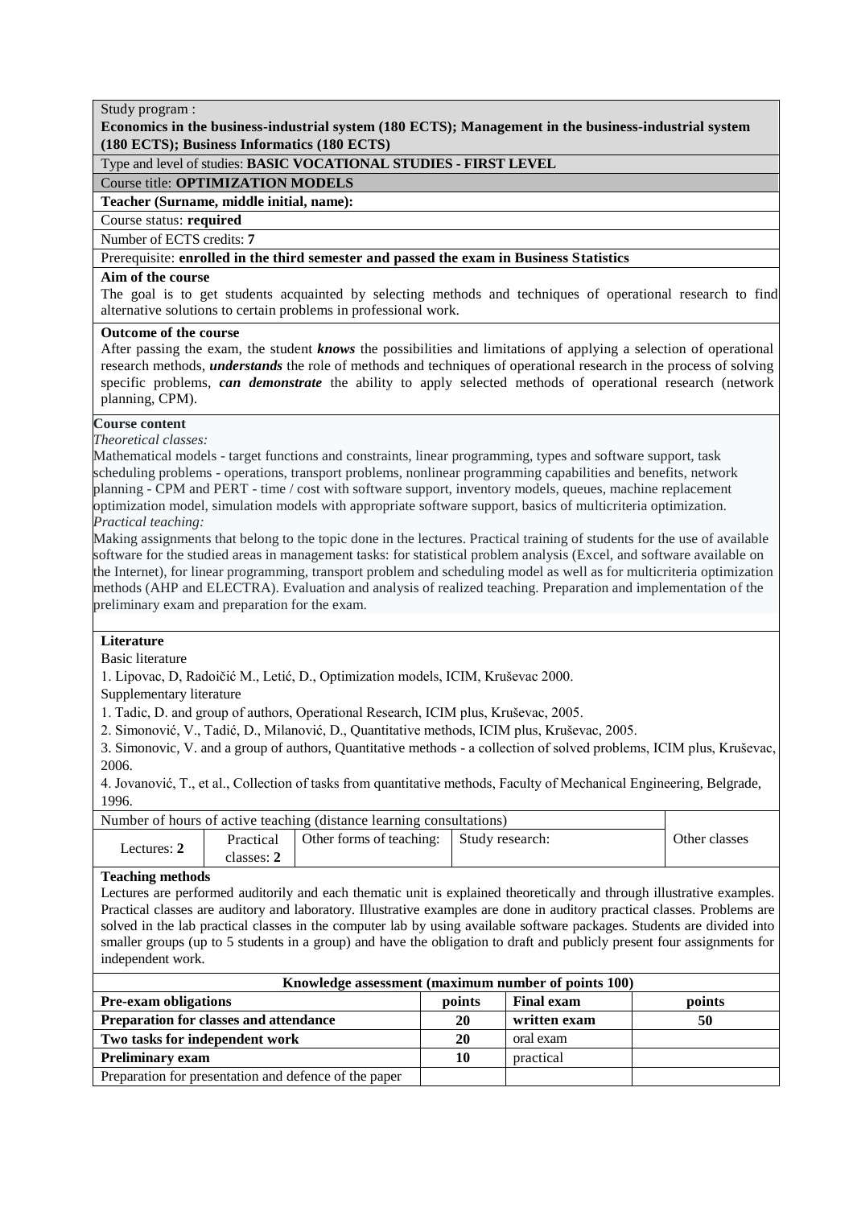Study program :

**Economics in the business-industrial system (180 ECTS); Management in the business-industrial system (180 ECTS); Business Informatics (180 ECTS)**

Type and level of studies: **BASIC VOCATIONAL STUDIES - FIRST LEVEL**

Course title: **OPTIMIZATION MODELS**

**Teacher (Surname, middle initial, name):**

Course status: **required**

Number of ECTS credits: **7**

Prerequisite: **enrolled in the third semester and passed the exam in Business Statistics**

**Aim of the course**

The goal is to get students acquainted by selecting methods and techniques of operational research to find alternative solutions to certain problems in professional work.

**Outcome of the course**

After passing the exam, the student ***knows*** the possibilities and limitations of applying a selection of operational research methods, ***understands*** the role of methods and techniques of operational research in the process of solving specific problems, ***can demonstrate*** the ability to apply selected methods of operational research (network planning, CPM).

**Course content**

*Theoretical classes:*

Mathematical models - target functions and constraints, linear programming, types and software support, task scheduling problems - operations, transport problems, nonlinear programming capabilities and benefits, network planning - CPM and PERT - time / cost with software support, inventory models, queues, machine replacement optimization model, simulation models with appropriate software support, basics of multicriteria optimization.

*Practical teaching:*

Making assignments that belong to the topic done in the lectures. Practical training of students for the use of available software for the studied areas in management tasks: for statistical problem analysis (Excel, and software available on the Internet), for linear programming, transport problem and scheduling model as well as for multicriteria optimization methods (AHP and ELECTRA). Evaluation and analysis of realized teaching. Preparation and implementation of the preliminary exam and preparation for the exam.

**Literature**

Basic literature

1. Lipovac, D, Radoičić M., Letić, D., Optimization models, ICIM, Kruševac 2000.

Supplementary literature

1. Tadic, D. and group of authors, Operational Research, ICIM plus, Kruševac, 2005.
2. Simonović, V., Tadić, D., Milanović, D., Quantitative methods, ICIM plus, Kruševac, 2005.
3. Simonovic, V. and a group of authors, Quantitative methods - a collection of solved problems, ICIM plus, Kruševac, 2006.
4. Jovanović, T., et al., Collection of tasks from quantitative methods, Faculty of Mechanical Engineering, Belgrade, 1996.

| Number of hours of active teaching (distance learning consultations) | | | | Other classes |
|---|---|---|---|---|
| Lectures: **2** | Practical classes: **2** | Other forms of teaching: | Study research: | |

**Teaching methods**

Lectures are performed auditorily and each thematic unit is explained theoretically and through illustrative examples. Practical classes are auditory and laboratory. Illustrative examples are done in auditory practical classes. Problems are solved in the lab practical classes in the computer lab by using available software packages. Students are divided into smaller groups (up to 5 students in a group) and have the obligation to draft and publicly present four assignments for independent work.

| **Knowledge assessment (maximum number of points 100)** | | | |
|---|---|---|---|
| **Pre-exam obligations** | **points** | **Final exam** | **points** |
| **Preparation for classes and attendance** | **20** | **written exam** | **50** |
| **Two tasks for independent work** | **20** | oral exam | |
| **Preliminary exam** | **10** | practical | |
| Preparation for presentation and defence of the paper | | | |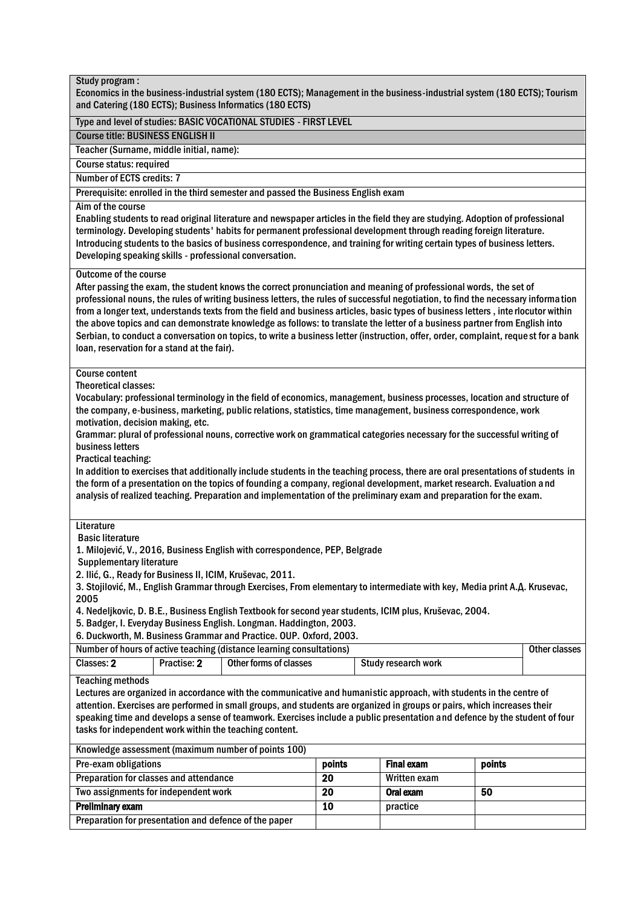**Study program :**
Economics in the business-industrial system (180 ECTS); Management in the business-industrial system (180 ECTS); Tourism and Catering (180 ECTS); Business Informatics (180 ECTS)

**Type and level of studies: BASIC VOCATIONAL STUDIES - FIRST LEVEL**

**Course title: BUSINESS ENGLISH II**

Teacher (Surname, middle initial, name):

Course status: required

Number of ECTS credits: 7

Prerequisite: enrolled in the third semester and passed the Business English exam

**Aim of the course**

Enabling students to read original literature and newspaper articles in the field they are studying. Adoption of professional terminology. Developing students' habits for permanent professional development through reading foreign literature. Introducing students to the basics of business correspondence, and training for writing certain types of business letters. Developing speaking skills - professional conversation.

**Outcome of the course**

After passing the exam, the student knows the correct pronunciation and meaning of professional words, the set of professional nouns, the rules of writing business letters, the rules of successful negotiation, to find the necessary information from a longer text, understands texts from the field and business articles, basic types of business letters , interlocutor within the above topics and can demonstrate knowledge as follows: to translate the letter of a business partner from English into Serbian, to conduct a conversation on topics, to write a business letter (instruction, offer, order, complaint, request for a bank loan, reservation for a stand at the fair).

**Course content**

Theoretical classes:

Vocabulary: professional terminology in the field of economics, management, business processes, location and structure of the company, e-business, marketing, public relations, statistics, time management, business correspondence, work motivation, decision making, etc.

Grammar: plural of professional nouns, corrective work on grammatical categories necessary for the successful writing of business letters

Practical teaching:

In addition to exercises that additionally include students in the teaching process, there are oral presentations of students in the form of a presentation on the topics of founding a company, regional development, market research. Evaluation and analysis of realized teaching. Preparation and implementation of the preliminary exam and preparation for the exam.

**Literature**

Basic literature

1. Milojević, V., 2016, Business English with correspondence, PEP, Belgrade

Supplementary literature

2. Ilić, G., Ready for Business II, ICIM, Kruševac, 2011.
3. Stojilović, M., English Grammar through Exercises, From elementary to intermediate with key, Media print A.Д. Krusevac, 2005
4. Nedeljkovic, D. B.E., Business English Textbook for second year students, ICIM plus, Kruševac, 2004.
5. Badger, I. Everyday Business English. Longman. Haddington, 2003.
6. Duckworth, M. Business Grammar and Practice. OUP. Oxford, 2003.

| Number of hours of active teaching (distance learning consultations) | | | | Other classes |
|---|---|---|---|---|
| Classes: 2 | Practise: 2 | Other forms of classes | Study research work | |

**Teaching methods**

Lectures are organized in accordance with the communicative and humanistic approach, with students in the centre of attention. Exercises are performed in small groups, and students are organized in groups or pairs, which increases their speaking time and develops a sense of teamwork. Exercises include a public presentation and defence by the student of four tasks for independent work within the teaching content.

**Knowledge assessment (maximum number of points 100)**

| Pre-exam obligations | points | Final exam | points |
|---|---|---|---|
| Preparation for classes and attendance | 20 | Written exam | |
| Two assignments for independent work | 20 | Oral exam | 50 |
| Preliminary exam | 10 | practice | |
| Preparation for presentation and defence of the paper | | | |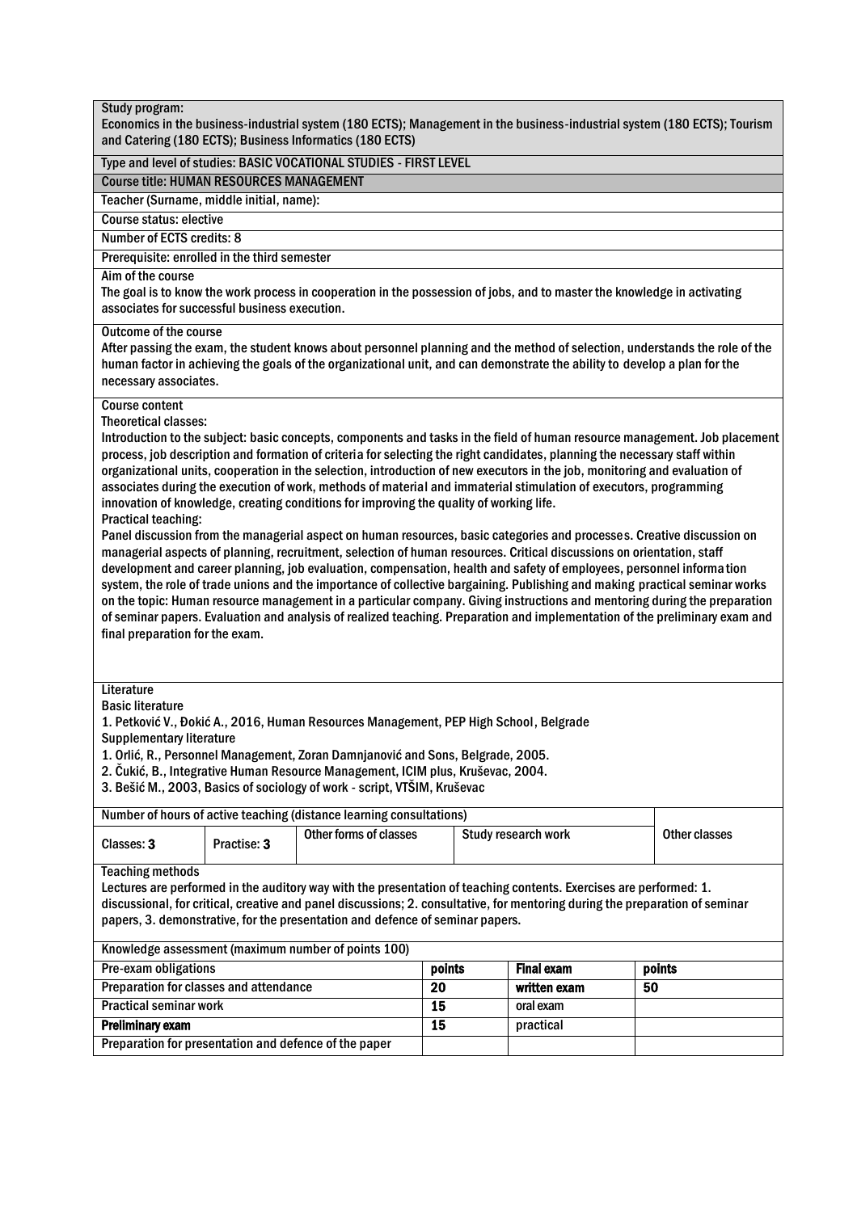Study program:
Economics in the business-industrial system (180 ECTS); Management in the business-industrial system (180 ECTS); Tourism and Catering (180 ECTS); Business Informatics (180 ECTS)

Type and level of studies: BASIC VOCATIONAL STUDIES - FIRST LEVEL

**Course title: HUMAN RESOURCES MANAGEMENT**

Teacher (Surname, middle initial, name):

Course status: elective

Number of ECTS credits: 8

Prerequisite: enrolled in the third semester

Aim of the course
The goal is to know the work process in cooperation in the possession of jobs, and to master the knowledge in activating associates for successful business execution.

Outcome of the course
After passing the exam, the student knows about personnel planning and the method of selection, understands the role of the human factor in achieving the goals of the organizational unit, and can demonstrate the ability to develop a plan for the necessary associates.

Course content
Theoretical classes:
Introduction to the subject: basic concepts, components and tasks in the field of human resource management. Job placement process, job description and formation of criteria for selecting the right candidates, planning the necessary staff within organizational units, cooperation in the selection, introduction of new executors in the job, monitoring and evaluation of associates during the execution of work, methods of material and immaterial stimulation of executors, programming innovation of knowledge, creating conditions for improving the quality of working life.
Practical teaching:
Panel discussion from the managerial aspect on human resources, basic categories and processes. Creative discussion on managerial aspects of planning, recruitment, selection of human resources. Critical discussions on orientation, staff development and career planning, job evaluation, compensation, health and safety of employees, personnel information system, the role of trade unions and the importance of collective bargaining. Publishing and making practical seminar works on the topic: Human resource management in a particular company. Giving instructions and mentoring during the preparation of seminar papers. Evaluation and analysis of realized teaching. Preparation and implementation of the preliminary exam and final preparation for the exam.

Literature
Basic literature
1. Petković V., Đokić A., 2016, Human Resources Management, PEP High School, Belgrade
Supplementary literature
1. Orlić, R., Personnel Management, Zoran Damnjanović and Sons, Belgrade, 2005.
2. Čukić, B., Integrative Human Resource Management, ICIM plus, Kruševac, 2004.
3. Bešić M., 2003, Basics of sociology of work - script, VTŠIM, Kruševac

| Number of hours of active teaching (distance learning consultations) | | | | |
|---|---|---|---|---|
| Classes: **3** | Practise: **3** | Other forms of classes | Study research work | Other classes |

Teaching methods
Lectures are performed in the auditory way with the presentation of teaching contents. Exercises are performed: 1. discussional, for critical, creative and panel discussions; 2. consultative, for mentoring during the preparation of seminar papers, 3. demonstrative, for the presentation and defence of seminar papers.

| Knowledge assessment (maximum number of points 100) | | | |
|---|---|---|---|
| Pre-exam obligations | points | **Final exam** | points |
| Preparation for classes and attendance | 20 | written exam | 50 |
| Practical seminar work | 15 | oral exam | |
| **Preliminary exam** | 15 | practical | |
| Preparation for presentation and defence of the paper | | | |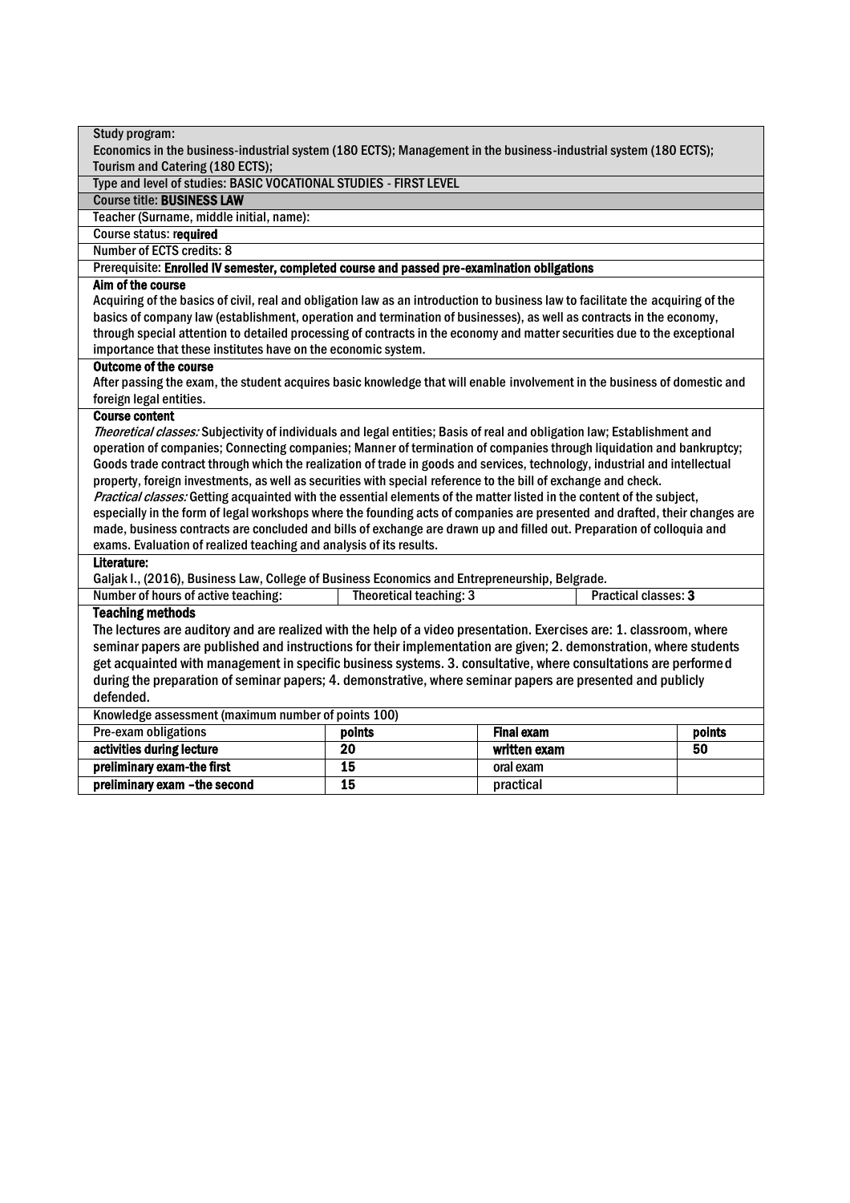Study program:
Economics in the business-industrial system (180 ECTS); Management in the business-industrial system (180 ECTS); Tourism and Catering (180 ECTS);

Type and level of studies: BASIC VOCATIONAL STUDIES - FIRST LEVEL

Course title: **BUSINESS LAW**

Teacher (Surname, middle initial, name):

Course status: **required**

Number of ECTS credits: 8

Prerequisite: **Enrolled IV semester, completed course and passed pre-examination obligations**

**Aim of the course**

Acquiring of the basics of civil, real and obligation law as an introduction to business law to facilitate the acquiring of the basics of company law (establishment, operation and termination of businesses), as well as contracts in the economy, through special attention to detailed processing of contracts in the economy and matter securities due to the exceptional importance that these institutes have on the economic system.

**Outcome of the course**

After passing the exam, the student acquires basic knowledge that will enable involvement in the business of domestic and foreign legal entities.

**Course content**

*Theoretical classes:* Subjectivity of individuals and legal entities; Basis of real and obligation law; Establishment and operation of companies; Connecting companies; Manner of termination of companies through liquidation and bankruptcy; Goods trade contract through which the realization of trade in goods and services, technology, industrial and intellectual property, foreign investments, as well as securities with special reference to the bill of exchange and check.

*Practical classes:* Getting acquainted with the essential elements of the matter listed in the content of the subject, especially in the form of legal workshops where the founding acts of companies are presented and drafted, their changes are made, business contracts are concluded and bills of exchange are drawn up and filled out. Preparation of colloquia and exams. Evaluation of realized teaching and analysis of its results.

**Literature:**

Galjak I., (2016), Business Law, College of Business Economics and Entrepreneurship, Belgrade.

| Number of hours of active teaching: | Theoretical teaching: 3 | Practical classes: **3** |
|---|---|---|

**Teaching methods**

The lectures are auditory and are realized with the help of a video presentation. Exercises are: 1. classroom, where seminar papers are published and instructions for their implementation are given; 2. demonstration, where students get acquainted with management in specific business systems. 3. consultative, where consultations are performed during the preparation of seminar papers; 4. demonstrative, where seminar papers are presented and publicly defended.

Knowledge assessment (maximum number of points 100)

| Pre-exam obligations | points | Final exam | points |
|---|---|---|---|
| **activities during lecture** | **20** | **written exam** | **50** |
| **preliminary exam-the first** | **15** | oral exam | |
| **preliminary exam –the second** | **15** | practical | |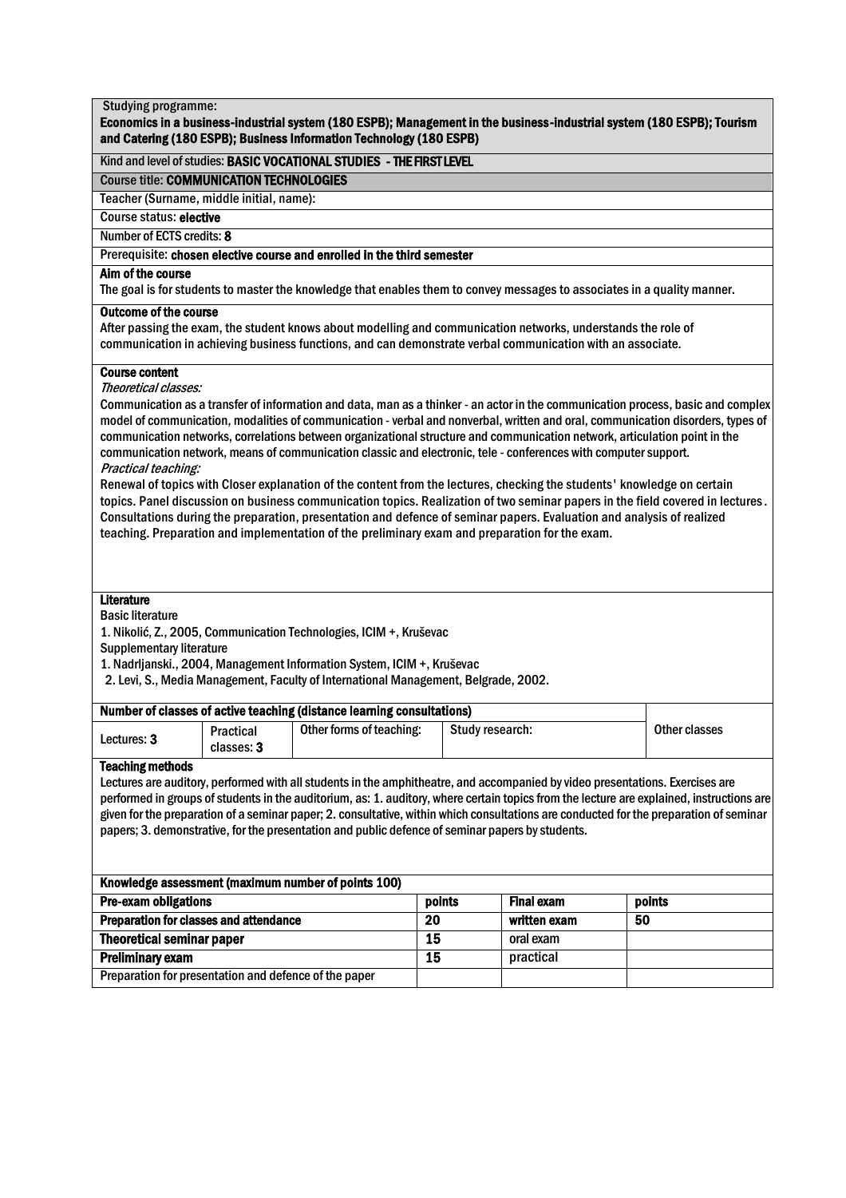Studying programme:
**Economics in a business-industrial system (180 ESPB); Management in the business-industrial system (180 ESPB); Tourism and Catering (180 ESPB); Business Information Technology (180 ESPB)**

Kind and level of studies: **BASIC VOCATIONAL STUDIES - THE FIRST LEVEL**

Course title: **COMMUNICATION TECHNOLOGIES**

Teacher (Surname, middle initial, name):

Course status: **elective**

Number of ECTS credits: **8**

Prerequisite: **chosen elective course and enrolled in the third semester**

**Aim of the course**
The goal is for students to master the knowledge that enables them to convey messages to associates in a quality manner.

**Outcome of the course**
After passing the exam, the student knows about modelling and communication networks, understands the role of communication in achieving business functions, and can demonstrate verbal communication with an associate.

**Course content**
*Theoretical classes:*
Communication as a transfer of information and data, man as a thinker - an actor in the communication process, basic and complex model of communication, modalities of communication - verbal and nonverbal, written and oral, communication disorders, types of communication networks, correlations between organizational structure and communication network, articulation point in the communication network, means of communication classic and electronic, tele - conferences with computer support.
*Practical teaching:*
Renewal of topics with Closer explanation of the content from the lectures, checking the students' knowledge on certain topics. Panel discussion on business communication topics. Realization of two seminar papers in the field covered in lectures. Consultations during the preparation, presentation and defence of seminar papers. Evaluation and analysis of realized teaching. Preparation and implementation of the preliminary exam and preparation for the exam.

**Literature**
Basic literature
1. Nikolić, Z., 2005, Communication Technologies, ICIM +, Kruševac
Supplementary literature
1. Nadrljanski., 2004, Management Information System, ICIM +, Kruševac
2. Levi, S., Media Management, Faculty of International Management, Belgrade, 2002.

| Number of classes of active teaching (distance learning consultations) | | | | Other classes |
|---|---|---|---|---|
| Lectures: **3** | Practical classes: **3** | Other forms of teaching: | Study research: | |

**Teaching methods**
Lectures are auditory, performed with all students in the amphitheatre, and accompanied by video presentations. Exercises are performed in groups of students in the auditorium, as: 1. auditory, where certain topics from the lecture are explained, instructions are given for the preparation of a seminar paper; 2. consultative, within which consultations are conducted for the preparation of seminar papers; 3. demonstrative, for the presentation and public defence of seminar papers by students.

| Knowledge assessment (maximum number of points 100) | | | |
|---|---|---|---|
| **Pre-exam obligations** | **points** | **Final exam** | **points** |
| **Preparation for classes and attendance** | 20 | **written exam** | 50 |
| **Theoretical seminar paper** | 15 | oral exam | |
| **Preliminary exam** | 15 | practical | |
| Preparation for presentation and defence of the paper | | | |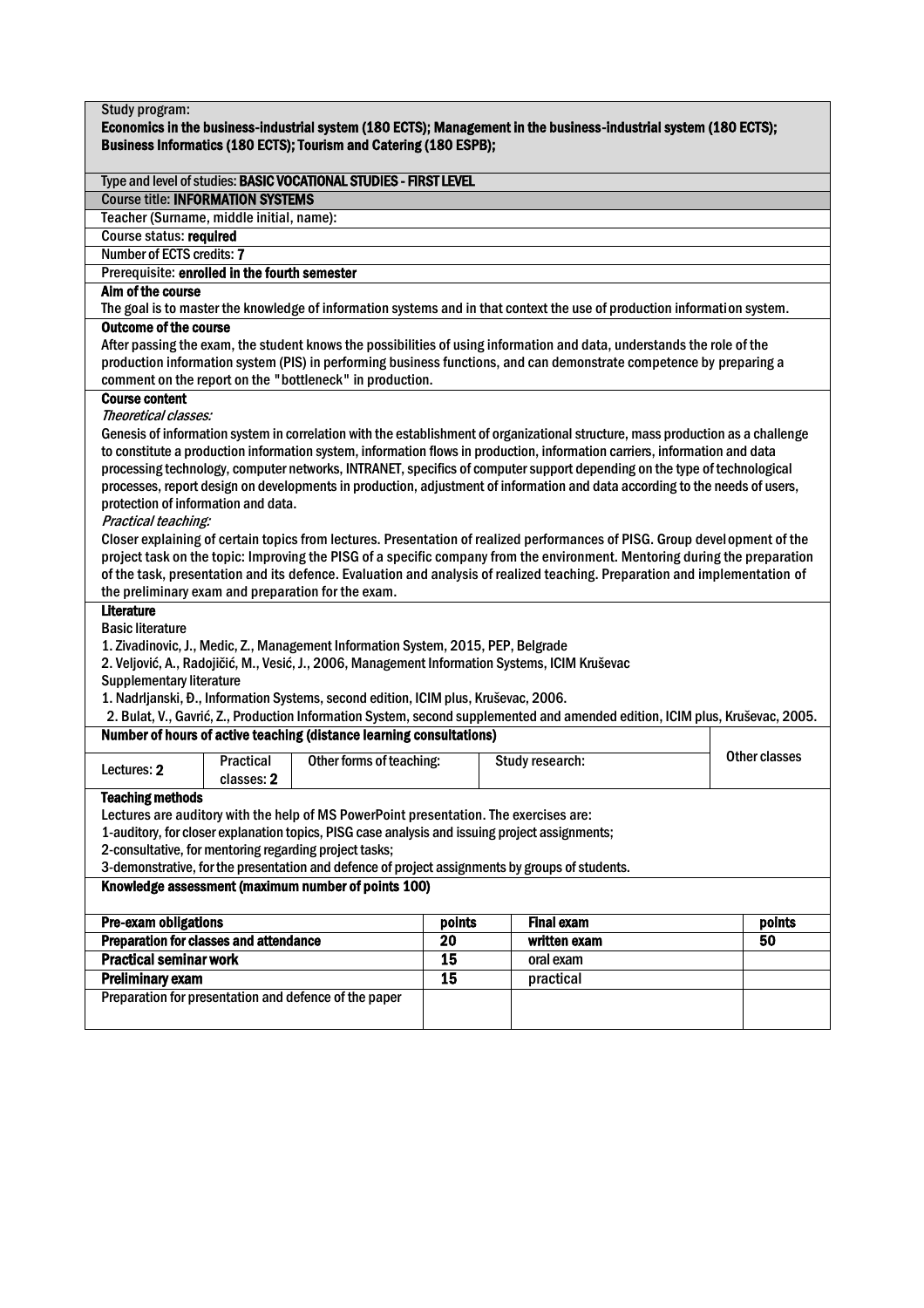Study program:
**Economics in the business-industrial system (180 ECTS); Management in the business-industrial system (180 ECTS); Business Informatics (180 ECTS); Tourism and Catering (180 ESPB);**

Type and level of studies: **BASIC VOCATIONAL STUDIES - FIRST LEVEL**

Course title: **INFORMATION SYSTEMS**

Teacher (Surname, middle initial, name):

Course status: **required**

Number of ECTS credits: **7**

Prerequisite: **enrolled in the fourth semester**

**Aim of the course**

The goal is to master the knowledge of information systems and in that context the use of production information system.

**Outcome of the course**

After passing the exam, the student knows the possibilities of using information and data, understands the role of the production information system (PIS) in performing business functions, and can demonstrate competence by preparing a comment on the report on the "bottleneck" in production.

**Course content**

*Theoretical classes:*

Genesis of information system in correlation with the establishment of organizational structure, mass production as a challenge to constitute a production information system, information flows in production, information carriers, information and data processing technology, computer networks, INTRANET, specifics of computer support depending on the type of technological processes, report design on developments in production, adjustment of information and data according to the needs of users, protection of information and data.

*Practical teaching:*

Closer explaining of certain topics from lectures. Presentation of realized performances of PISG. Group development of the project task on the topic: Improving the PISG of a specific company from the environment. Mentoring during the preparation of the task, presentation and its defence. Evaluation and analysis of realized teaching. Preparation and implementation of the preliminary exam and preparation for the exam.

**Literature**

Basic literature

1. Zivadinovic, J., Medic, Z., Management Information System, 2015, PEP, Belgrade
2. Veljović, A., Radojičić, M., Vesić, J., 2006, Management Information Systems, ICIM Kruševac

Supplementary literature

1. Nadrljanski, Đ., Information Systems, second edition, ICIM plus, Kruševac, 2006.
2. Bulat, V., Gavrić, Z., Production Information System, second supplemented and amended edition, ICIM plus, Kruševac, 2005.

**Number of hours of active teaching (distance learning consultations)**

| Lectures: **2** | Practical classes: **2** | Other forms of teaching: | Study research: | Other classes |
|---|---|---|---|---|

**Teaching methods**

Lectures are auditory with the help of MS PowerPoint presentation. The exercises are:
1-auditory, for closer explanation topics, PISG case analysis and issuing project assignments;
2-consultative, for mentoring regarding project tasks;
3-demonstrative, for the presentation and defence of project assignments by groups of students.

**Knowledge assessment (maximum number of points 100)**

| Pre-exam obligations | points | Final exam | points |
|---|---|---|---|
| **Preparation for classes and attendance** | **20** | **written exam** | **50** |
| **Practical seminar work** | **15** | oral exam | |
| **Preliminary exam** | **15** | practical | |
| Preparation for presentation and defence of the paper | | | |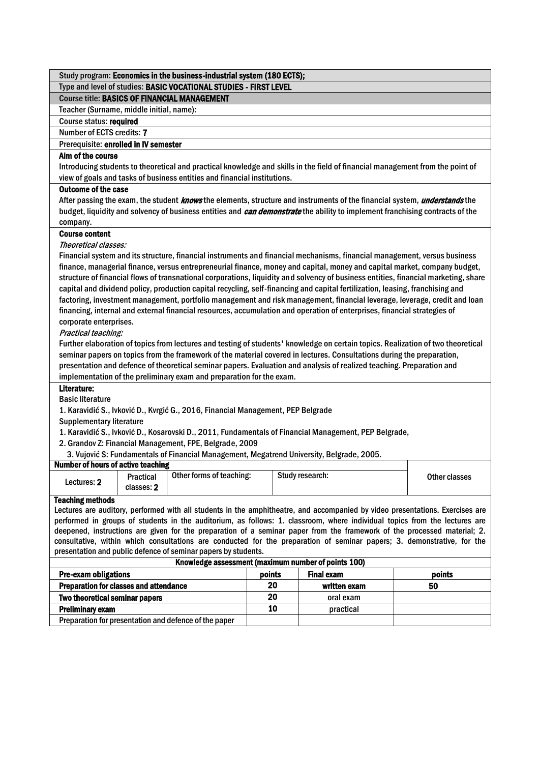Study program: **Economics in the business-industrial system (180 ECTS);**

Type and level of studies: **BASIC VOCATIONAL STUDIES - FIRST LEVEL**

Course title: **BASICS OF FINANCIAL MANAGEMENT**

Teacher (Surname, middle initial, name):

Course status: **required**

Number of ECTS credits: **7**

Prerequisite: **enrolled in IV semester**

**Aim of the course**

Introducing students to theoretical and practical knowledge and skills in the field of financial management from the point of view of goals and tasks of business entities and financial institutions.

**Outcome of the case**

After passing the exam, the student ***knows*** the elements, structure and instruments of the financial system, ***understands*** the budget, liquidity and solvency of business entities and ***can demonstrate*** the ability to implement franchising contracts of the company.

**Course content**

*Theoretical classes:*

Financial system and its structure, financial instruments and financial mechanisms, financial management, versus business finance, managerial finance, versus entrepreneurial finance, money and capital, money and capital market, company budget, structure of financial flows of transnational corporations, liquidity and solvency of business entities, financial marketing, share capital and dividend policy, production capital recycling, self-financing and capital fertilization, leasing, franchising and factoring, investment management, portfolio management and risk management, financial leverage, leverage, credit and loan financing, internal and external financial resources, accumulation and operation of enterprises, financial strategies of corporate enterprises.

*Practical teaching:*

Further elaboration of topics from lectures and testing of students' knowledge on certain topics. Realization of two theoretical seminar papers on topics from the framework of the material covered in lectures. Consultations during the preparation, presentation and defence of theoretical seminar papers. Evaluation and analysis of realized teaching. Preparation and implementation of the preliminary exam and preparation for the exam.

**Literature:**

Basic literature

1. Karavidić S., Ivković D., Kvrgić G., 2016, Financial Management, PEP Belgrade

Supplementary literature

1. Karavidić S., Ivković D., Kosarovski D., 2011, Fundamentals of Financial Management, PEP Belgrade,
2. Grandov Z: Financial Management, FPE, Belgrade, 2009
3. Vujović S: Fundamentals of Financial Management, Megatrend University, Belgrade, 2005.

| Number of hours of active teaching | | | | Other classes |
|---|---|---|---|---|
| Lectures: **2** | Practical classes: **2** | Other forms of teaching: | Study research: | |

**Teaching methods**

Lectures are auditory, performed with all students in the amphitheatre, and accompanied by video presentations. Exercises are performed in groups of students in the auditorium, as follows: 1. classroom, where individual topics from the lectures are deepened, instructions are given for the preparation of a seminar paper from the framework of the processed material; 2. consultative, within which consultations are conducted for the preparation of seminar papers; 3. demonstrative, for the presentation and public defence of seminar papers by students.

| Knowledge assessment (maximum number of points 100) | | | |
|---|---|---|---|
| **Pre-exam obligations** | **points** | **Final exam** | **points** |
| **Preparation for classes and attendance** | **20** | written exam | **50** |
| **Two theoretical seminar papers** | **20** | oral exam | |
| **Preliminary exam** | **10** | practical | |
| Preparation for presentation and defence of the paper | | | |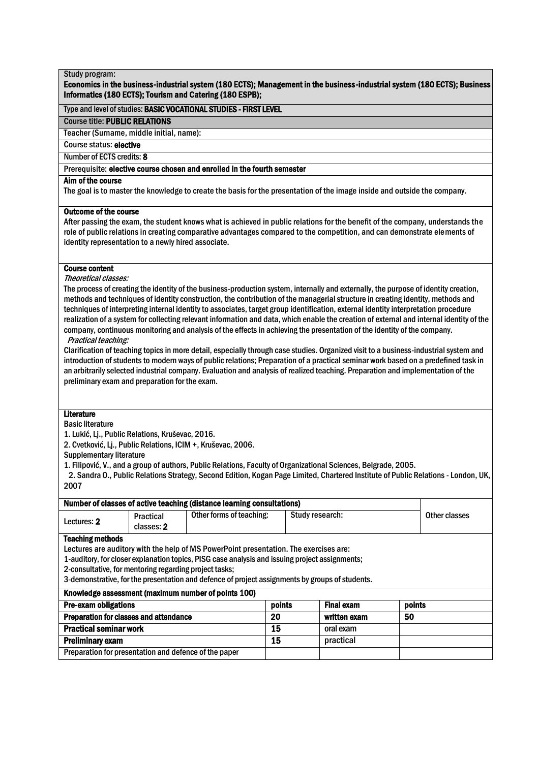Study program:

**Economics in the business-industrial system (180 ECTS); Management in the business-industrial system (180 ECTS); Business Informatics (180 ECTS); Tourism and Catering (180 ESPB);**

Type and level of studies: **BASIC VOCATIONAL STUDIES - FIRST LEVEL**

Course title: **PUBLIC RELATIONS**

Teacher (Surname, middle initial, name):

Course status: **elective**

Number of ECTS credits: **8**

Prerequisite: **elective course chosen and enrolled in the fourth semester**

**Aim of the course**

The goal is to master the knowledge to create the basis for the presentation of the image inside and outside the company.

**Outcome of the course**

After passing the exam, the student knows what is achieved in public relations for the benefit of the company, understands the role of public relations in creating comparative advantages compared to the competition, and can demonstrate elements of identity representation to a newly hired associate.

**Course content**

*Theoretical classes:*

The process of creating the identity of the business-production system, internally and externally, the purpose of identity creation, methods and techniques of identity construction, the contribution of the managerial structure in creating identity, methods and techniques of interpreting internal identity to associates, target group identification, external identity interpretation procedure realization of a system for collecting relevant information and data, which enable the creation of external and internal identity of the company, continuous monitoring and analysis of the effects in achieving the presentation of the identity of the company.

*Practical teaching:*

Clarification of teaching topics in more detail, especially through case studies. Organized visit to a business-industrial system and introduction of students to modern ways of public relations; Preparation of a practical seminar work based on a predefined task in an arbitrarily selected industrial company. Evaluation and analysis of realized teaching. Preparation and implementation of the preliminary exam and preparation for the exam.

**Literature**

Basic literature

1. Lukić, Lj., Public Relations, Kruševac, 2016.
2. Cvetković, Lj., Public Relations, ICIM +, Kruševac, 2006.

Supplementary literature

1. Filipović, V., and a group of authors, Public Relations, Faculty of Organizational Sciences, Belgrade, 2005.
2. Sandra O., Public Relations Strategy, Second Edition, Kogan Page Limited, Chartered Institute of Public Relations - London, UK, 2007

| Number of classes of active teaching (distance learning consultations) | | | | Other classes |
|---|---|---|---|---|
| Lectures: **2** | Practical classes: **2** | Other forms of teaching: | Study research: | |

**Teaching methods**

Lectures are auditory with the help of MS PowerPoint presentation. The exercises are:

1-auditory, for closer explanation topics, PISG case analysis and issuing project assignments;

2-consultative, for mentoring regarding project tasks;

3-demonstrative, for the presentation and defence of project assignments by groups of students.

**Knowledge assessment (maximum number of points 100)**

| Pre-exam obligations | points | Final exam | points |
|---|---|---|---|
| **Preparation for classes and attendance** | **20** | **written exam** | **50** |
| **Practical seminar work** | **15** | oral exam | |
| **Preliminary exam** | **15** | practical | |
| Preparation for presentation and defence of the paper | | | |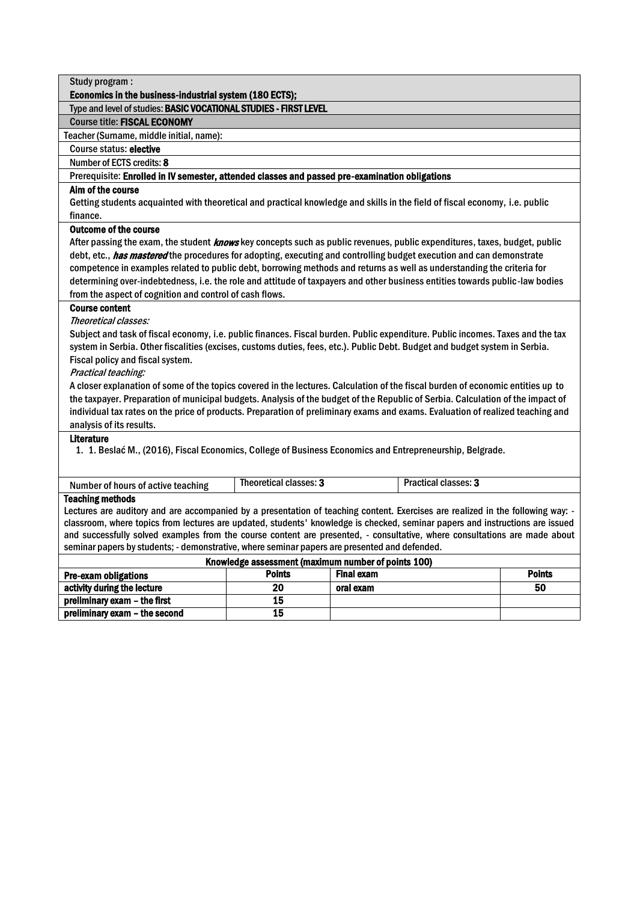Study program :

**Economics in the business-industrial system (180 ECTS);**

Type and level of studies: **BASIC VOCATIONAL STUDIES - FIRST LEVEL**

Course title: **FISCAL ECONOMY**

Teacher (Surname, middle initial, name):

Course status: **elective**

Number of ECTS credits: **8**

Prerequisite: **Enrolled in IV semester, attended classes and passed pre-examination obligations**

**Aim of the course**

Getting students acquainted with theoretical and practical knowledge and skills in the field of fiscal economy, i.e. public finance.

**Outcome of the course**

After passing the exam, the student ***knows*** key concepts such as public revenues, public expenditures, taxes, budget, public debt, etc., ***has mastered*** the procedures for adopting, executing and controlling budget execution and can demonstrate competence in examples related to public debt, borrowing methods and returns as well as understanding the criteria for determining over-indebtedness, i.e. the role and attitude of taxpayers and other business entities towards public-law bodies from the aspect of cognition and control of cash flows.

**Course content**

*Theoretical classes:*

Subject and task of fiscal economy, i.e. public finances. Fiscal burden. Public expenditure. Public incomes. Taxes and the tax system in Serbia. Other fiscalities (excises, customs duties, fees, etc.). Public Debt. Budget and budget system in Serbia. Fiscal policy and fiscal system.

*Practical teaching:*

A closer explanation of some of the topics covered in the lectures. Calculation of the fiscal burden of economic entities up to the taxpayer. Preparation of municipal budgets. Analysis of the budget of the Republic of Serbia. Calculation of the impact of individual tax rates on the price of products. Preparation of preliminary exams and exams. Evaluation of realized teaching and analysis of its results.

**Literature**

1. 1. Beslać M., (2016), Fiscal Economics, College of Business Economics and Entrepreneurship, Belgrade.

| Number of hours of active teaching | Theoretical classes: **3** | Practical classes: **3** |
|---|---|---|

**Teaching methods**

Lectures are auditory and are accompanied by a presentation of teaching content. Exercises are realized in the following way: - classroom, where topics from lectures are updated, students' knowledge is checked, seminar papers and instructions are issued and successfully solved examples from the course content are presented, - consultative, where consultations are made about seminar papers by students; - demonstrative, where seminar papers are presented and defended.

**Knowledge assessment (maximum number of points 100)**

| Pre-exam obligations | Points | Final exam | Points |
|---|---|---|---|
| activity during the lecture | 20 | oral exam | 50 |
| preliminary exam – the first | 15 | | |
| preliminary exam – the second | 15 | | |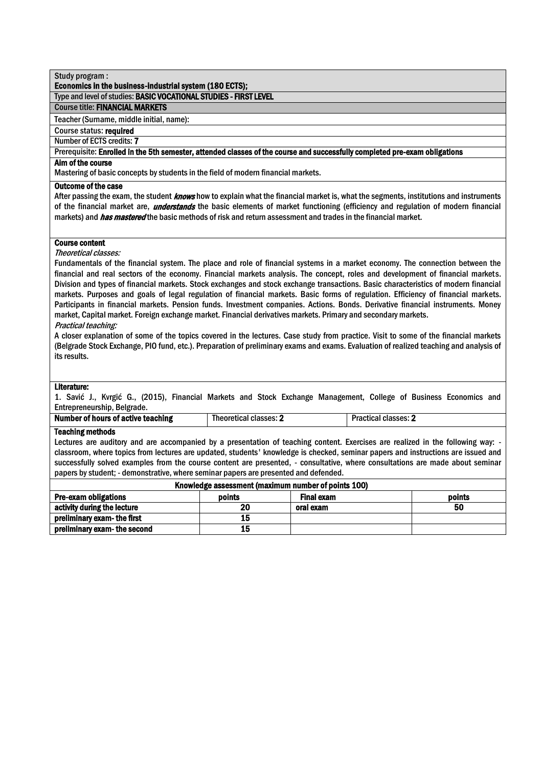Study program :
**Economics in the business-industrial system (180 ECTS);**

Type and level of studies: **BASIC VOCATIONAL STUDIES - FIRST LEVEL**

Course title: **FINANCIAL MARKETS**

Teacher (Surname, middle initial, name):

Course status: **required**

Number of ECTS credits: **7**

Prerequisite: **Enrolled in the 5th semester, attended classes of the course and successfully completed pre-exam obligations**

**Aim of the course**

Mastering of basic concepts by students in the field of modern financial markets.

**Outcome of the case**

After passing the exam, the student ***knows*** how to explain what the financial market is, what the segments, institutions and instruments of the financial market are, ***understands*** the basic elements of market functioning (efficiency and regulation of modern financial markets) and ***has mastered*** the basic methods of risk and return assessment and trades in the financial market.

**Course content**

*Theoretical classes:*

Fundamentals of the financial system. The place and role of financial systems in a market economy. The connection between the financial and real sectors of the economy. Financial markets analysis. The concept, roles and development of financial markets. Division and types of financial markets. Stock exchanges and stock exchange transactions. Basic characteristics of modern financial markets. Purposes and goals of legal regulation of financial markets. Basic forms of regulation. Efficiency of financial markets. Participants in financial markets. Pension funds. Investment companies. Actions. Bonds. Derivative financial instruments. Money market, Capital market. Foreign exchange market. Financial derivatives markets. Primary and secondary markets.

*Practical teaching:*

A closer explanation of some of the topics covered in the lectures. Case study from practice. Visit to some of the financial markets (Belgrade Stock Exchange, PIO fund, etc.). Preparation of preliminary exams and exams. Evaluation of realized teaching and analysis of its results.

**Literature:**

1. Savić J., Kvrgić G., (2015), Financial Markets and Stock Exchange Management, College of Business Economics and Entrepreneurship, Belgrade.

| **Number of hours of active teaching** | Theoretical classes: **2** | Practical classes: **2** |
|---|---|---|

**Teaching methods**

Lectures are auditory and are accompanied by a presentation of teaching content. Exercises are realized in the following way: - classroom, where topics from lectures are updated, students' knowledge is checked, seminar papers and instructions are issued and successfully solved examples from the course content are presented, - consultative, where consultations are made about seminar papers by student; - demonstrative, where seminar papers are presented and defended.

**Knowledge assessment (maximum number of points 100)**

| **Pre-exam obligations** | **points** | **Final exam** | **points** |
|---|---|---|---|
| **activity during the lecture** | **20** | **oral exam** | **50** |
| **preliminary exam- the first** | **15** | | |
| **preliminary exam- the second** | **15** | | |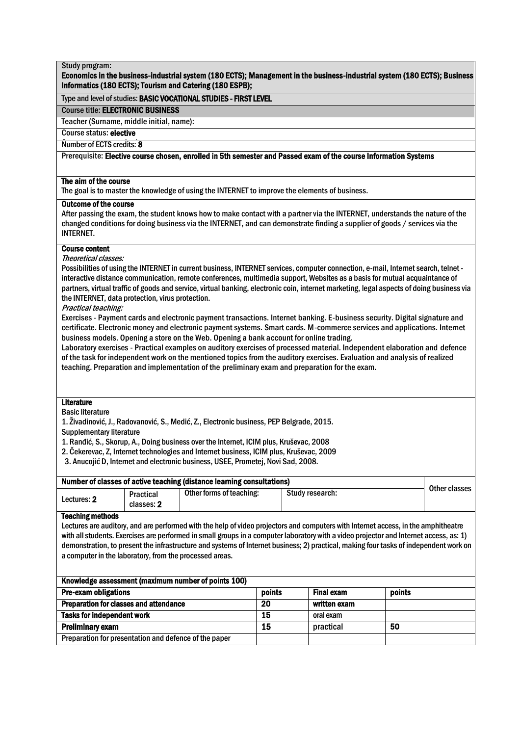Study program:
**Economics in the business-industrial system (180 ECTS); Management in the business-industrial system (180 ECTS); Business Informatics (180 ECTS); Tourism and Catering (180 ESPB);**

Type and level of studies: **BASIC VOCATIONAL STUDIES - FIRST LEVEL**

Course title: **ELECTRONIC BUSINESS**

Teacher (Surname, middle initial, name):

Course status: **elective**

Number of ECTS credits: **8**

Prerequisite: **Elective course chosen, enrolled in 5th semester and Passed exam of the course Information Systems**

**The aim of the course**

The goal is to master the knowledge of using the INTERNET to improve the elements of business.

**Outcome of the course**

After passing the exam, the student knows how to make contact with a partner via the INTERNET, understands the nature of the changed conditions for doing business via the INTERNET, and can demonstrate finding a supplier of goods / services via the INTERNET.

**Course content**

*Theoretical classes:*

Possibilities of using the INTERNET in current business, INTERNET services, computer connection, e-mail, Internet search, telnet - interactive distance communication, remote conferences, multimedia support, Websites as a basis for mutual acquaintance of partners, virtual traffic of goods and service, virtual banking, electronic coin, internet marketing, legal aspects of doing business via the INTERNET, data protection, virus protection.

*Practical teaching:*

Exercises - Payment cards and electronic payment transactions. Internet banking. E-business security. Digital signature and certificate. Electronic money and electronic payment systems. Smart cards. M-commerce services and applications. Internet business models. Opening a store on the Web. Opening a bank account for online trading.

Laboratory exercises - Practical examples on auditory exercises of processed material. Independent elaboration and defence of the task for independent work on the mentioned topics from the auditory exercises. Evaluation and analysis of realized teaching. Preparation and implementation of the preliminary exam and preparation for the exam.

**Literature**

Basic literature

1. Živadinović, J., Radovanović, S., Medić, Z., Electronic business, PEP Belgrade, 2015.

Supplementary literature

1. Randić, S., Skorup, A., Doing business over the Internet, ICIM plus, Kruševac, 2008
2. Čekerevac, Z, Internet technologies and Internet business, ICIM plus, Kruševac, 2009
3. Anucojić D, Internet and electronic business, USEE, Prometej, Novi Sad, 2008.

| Number of classes of active teaching (distance learning consultations) | | | | Other classes |
|---|---|---|---|---|
| Lectures: **2** | Practical classes: **2** | Other forms of teaching: | Study research: | |

**Teaching methods**

Lectures are auditory, and are performed with the help of video projectors and computers with Internet access, in the amphitheatre with all students. Exercises are performed in small groups in a computer laboratory with a video projector and Internet access, as: 1) demonstration, to present the infrastructure and systems of Internet business; 2) practical, making four tasks of independent work on a computer in the laboratory, from the processed areas.

| Knowledge assessment (maximum number of points 100) | | | |
|---|---|---|---|
| **Pre-exam obligations** | **points** | **Final exam** | **points** |
| **Preparation for classes and attendance** | **20** | **written exam** | |
| **Tasks for independent work** | **15** | oral exam | |
| **Preliminary exam** | **15** | practical | **50** |
| Preparation for presentation and defence of the paper | | | |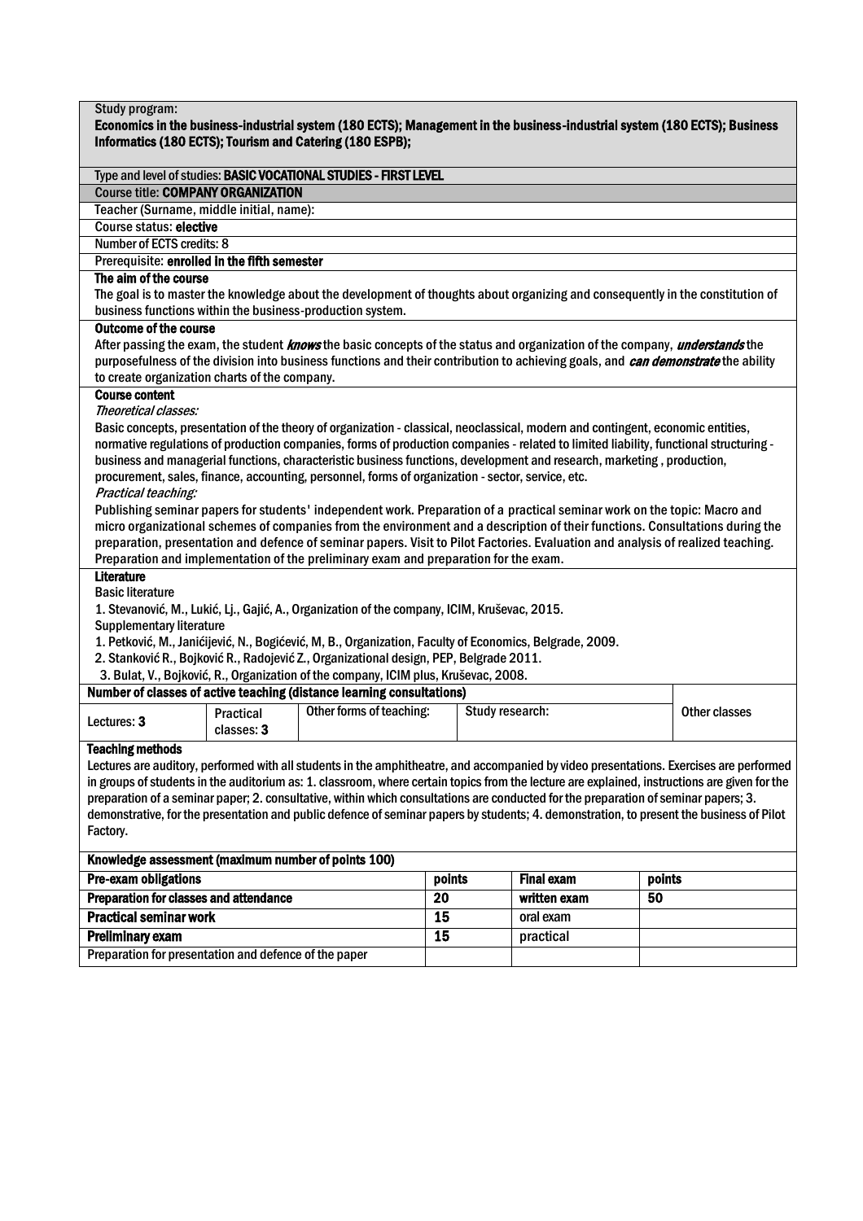**Study program:**
**Economics in the business-industrial system (180 ECTS); Management in the business-industrial system (180 ECTS); Business Informatics (180 ECTS); Tourism and Catering (180 ESPB);**

Type and level of studies: **BASIC VOCATIONAL STUDIES - FIRST LEVEL**

Course title: **COMPANY ORGANIZATION**

Teacher (Surname, middle initial, name):

Course status: **elective**

Number of ECTS credits: 8

Prerequisite: **enrolled in the fifth semester**

**The aim of the course**

The goal is to master the knowledge about the development of thoughts about organizing and consequently in the constitution of business functions within the business-production system.

**Outcome of the course**

After passing the exam, the student ***knows*** the basic concepts of the status and organization of the company, ***understands*** the purposefulness of the division into business functions and their contribution to achieving goals, and ***can demonstrate*** the ability to create organization charts of the company.

**Course content**

*Theoretical classes:*

Basic concepts, presentation of the theory of organization - classical, neoclassical, modern and contingent, economic entities, normative regulations of production companies, forms of production companies - related to limited liability, functional structuring - business and managerial functions, characteristic business functions, development and research, marketing , production, procurement, sales, finance, accounting, personnel, forms of organization - sector, service, etc.

*Practical teaching:*

Publishing seminar papers for students' independent work. Preparation of a practical seminar work on the topic: Macro and micro organizational schemes of companies from the environment and a description of their functions. Consultations during the preparation, presentation and defence of seminar papers. Visit to Pilot Factories. Evaluation and analysis of realized teaching. Preparation and implementation of the preliminary exam and preparation for the exam.

**Literature**

Basic literature

1. Stevanović, M., Lukić, Lj., Gajić, A., Organization of the company, ICIM, Kruševac, 2015.

Supplementary literature

1. Petković, M., Janićijević, N., Bogićević, M, B., Organization, Faculty of Economics, Belgrade, 2009.
2. Stanković R., Bojković R., Radojević Z., Organizational design, PEP, Belgrade 2011.
3. Bulat, V., Bojković, R., Organization of the company, ICIM plus, Kruševac, 2008.

**Number of classes of active teaching (distance learning consultations)**

| Lectures: **3** | Practical classes: **3** | Other forms of teaching: | Study research: | Other classes |
|---|---|---|---|---|

**Teaching methods**

Lectures are auditory, performed with all students in the amphitheatre, and accompanied by video presentations. Exercises are performed in groups of students in the auditorium as: 1. classroom, where certain topics from the lecture are explained, instructions are given for the preparation of a seminar paper; 2. consultative, within which consultations are conducted for the preparation of seminar papers; 3. demonstrative, for the presentation and public defence of seminar papers by students; 4. demonstration, to present the business of Pilot Factory.

**Knowledge assessment (maximum number of points 100)**

| Pre-exam obligations | points | Final exam | points |
|---|---|---|---|
| **Preparation for classes and attendance** | 20 | written exam | 50 |
| **Practical seminar work** | 15 | oral exam | |
| **Preliminary exam** | 15 | practical | |
| Preparation for presentation and defence of the paper | | | |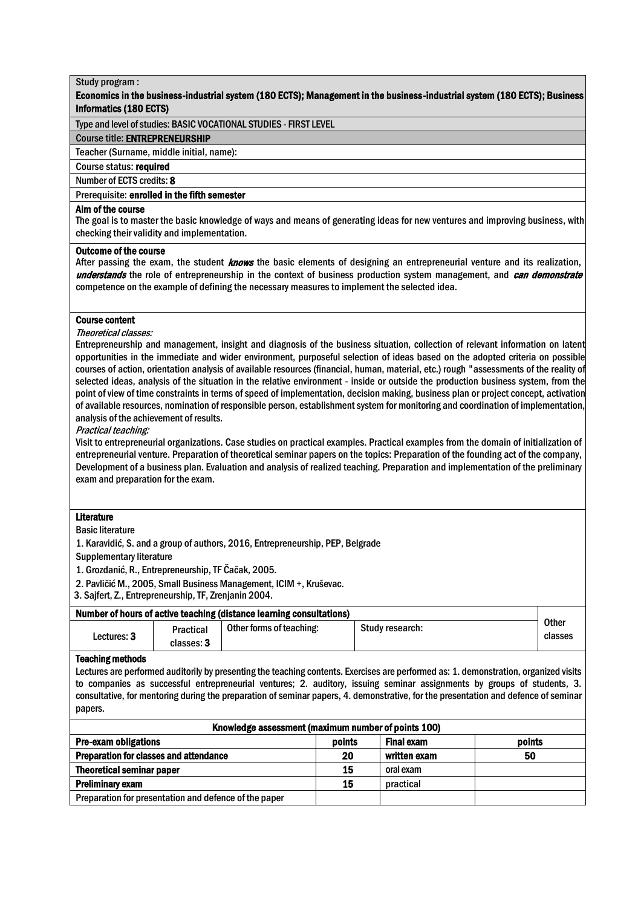Study program :

**Economics in the business-industrial system (180 ECTS); Management in the business-industrial system (180 ECTS); Business Informatics (180 ECTS)**

Type and level of studies: BASIC VOCATIONAL STUDIES - FIRST LEVEL

Course title: **ENTREPRENEURSHIP**

Teacher (Surname, middle initial, name):

Course status: **required**

Number of ECTS credits: **8**

Prerequisite: **enrolled in the fifth semester**

**Aim of the course**

The goal is to master the basic knowledge of ways and means of generating ideas for new ventures and improving business, with checking their validity and implementation.

**Outcome of the course**

After passing the exam, the student ***knows*** the basic elements of designing an entrepreneurial venture and its realization, ***understands*** the role of entrepreneurship in the context of business production system management, and ***can demonstrate*** competence on the example of defining the necessary measures to implement the selected idea.

**Course content**

*Theoretical classes:*

Entrepreneurship and management, insight and diagnosis of the business situation, collection of relevant information on latent opportunities in the immediate and wider environment, purposeful selection of ideas based on the adopted criteria on possible courses of action, orientation analysis of available resources (financial, human, material, etc.) rough "assessments of the reality of selected ideas, analysis of the situation in the relative environment - inside or outside the production business system, from the point of view of time constraints in terms of speed of implementation, decision making, business plan or project concept, activation of available resources, nomination of responsible person, establishment system for monitoring and coordination of implementation, analysis of the achievement of results.

*Practical teaching:*

Visit to entrepreneurial organizations. Case studies on practical examples. Practical examples from the domain of initialization of entrepreneurial venture. Preparation of theoretical seminar papers on the topics: Preparation of the founding act of the company, Development of a business plan. Evaluation and analysis of realized teaching. Preparation and implementation of the preliminary exam and preparation for the exam.

**Literature**

Basic literature

1. Karavidić, S. and a group of authors, 2016, Entrepreneurship, PEP, Belgrade

Supplementary literature

1. Grozdanić, R., Entrepreneurship, TF Čačak, 2005.
2. Pavličić M., 2005, Small Business Management, ICIM +, Kruševac.
3. Sajfert, Z., Entrepreneurship, TF, Zrenjanin 2004.

| Number of hours of active teaching (distance learning consultations) | | | | Other classes |
|---|---|---|---|---|
| Lectures: **3** | Practical classes: **3** | Other forms of teaching: | Study research: | |

**Teaching methods**

Lectures are performed auditorily by presenting the teaching contents. Exercises are performed as: 1. demonstration, organized visits to companies as successful entrepreneurial ventures; 2. auditory, issuing seminar assignments by groups of students, 3. consultative, for mentoring during the preparation of seminar papers, 4. demonstrative, for the presentation and defence of seminar papers.

| Knowledge assessment (maximum number of points 100) | | | |
|---|---|---|---|
| **Pre-exam obligations** | **points** | **Final exam** | **points** |
| **Preparation for classes and attendance** | **20** | **written exam** | **50** |
| **Theoretical seminar paper** | **15** | oral exam | |
| **Preliminary exam** | **15** | practical | |
| Preparation for presentation and defence of the paper | | | |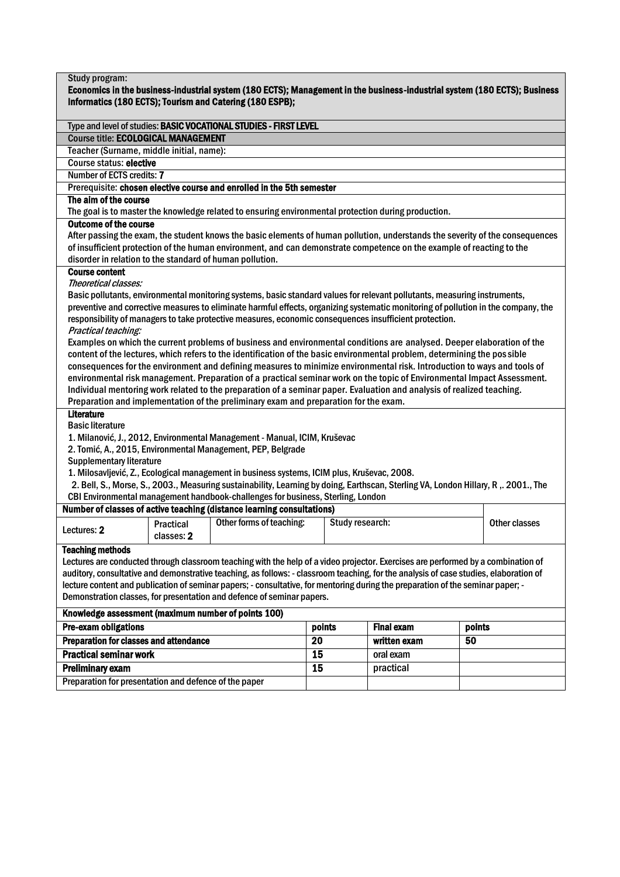Study program:
**Economics in the business-industrial system (180 ECTS); Management in the business-industrial system (180 ECTS); Business Informatics (180 ECTS); Tourism and Catering (180 ESPB);**

Type and level of studies: **BASIC VOCATIONAL STUDIES - FIRST LEVEL**

Course title: **ECOLOGICAL MANAGEMENT**

Teacher (Surname, middle initial, name):

Course status: **elective**

Number of ECTS credits: **7**

Prerequisite: **chosen elective course and enrolled in the 5th semester**

**The aim of the course**

The goal is to master the knowledge related to ensuring environmental protection during production.

**Outcome of the course**

After passing the exam, the student knows the basic elements of human pollution, understands the severity of the consequences of insufficient protection of the human environment, and can demonstrate competence on the example of reacting to the disorder in relation to the standard of human pollution.

**Course content**

*Theoretical classes:*

Basic pollutants, environmental monitoring systems, basic standard values for relevant pollutants, measuring instruments, preventive and corrective measures to eliminate harmful effects, organizing systematic monitoring of pollution in the company, the responsibility of managers to take protective measures, economic consequences insufficient protection.

*Practical teaching:*

Examples on which the current problems of business and environmental conditions are analysed. Deeper elaboration of the content of the lectures, which refers to the identification of the basic environmental problem, determining the possible consequences for the environment and defining measures to minimize environmental risk. Introduction to ways and tools of environmental risk management. Preparation of a practical seminar work on the topic of Environmental Impact Assessment. Individual mentoring work related to the preparation of a seminar paper. Evaluation and analysis of realized teaching. Preparation and implementation of the preliminary exam and preparation for the exam.

**Literature**

Basic literature

1. Milanović, J., 2012, Environmental Management - Manual, ICIM, Kruševac
2. Tomić, A., 2015, Environmental Management, PEP, Belgrade

Supplementary literature

1. Milosavljević, Z., Ecological management in business systems, ICIM plus, Kruševac, 2008.
2. Bell, S., Morse, S., 2003., Measuring sustainability, Learning by doing, Earthscan, Sterling VA, London Hillary, R ,. 2001., The CBI Environmental management handbook-challenges for business, Sterling, London

**Number of classes of active teaching (distance learning consultations)**

| Lectures: **2** | Practical classes: **2** | Other forms of teaching: | Study research: | Other classes |
|---|---|---|---|---|

**Teaching methods**

Lectures are conducted through classroom teaching with the help of a video projector. Exercises are performed by a combination of auditory, consultative and demonstrative teaching, as follows: - classroom teaching, for the analysis of case studies, elaboration of lecture content and publication of seminar papers; - consultative, for mentoring during the preparation of the seminar paper; - Demonstration classes, for presentation and defence of seminar papers.

**Knowledge assessment (maximum number of points 100)**

| **Pre-exam obligations** | **points** | **Final exam** | **points** |
|---|---|---|---|
| **Preparation for classes and attendance** | **20** | **written exam** | **50** |
| **Practical seminar work** | **15** | oral exam | |
| **Preliminary exam** | **15** | practical | |
| Preparation for presentation and defence of the paper | | | |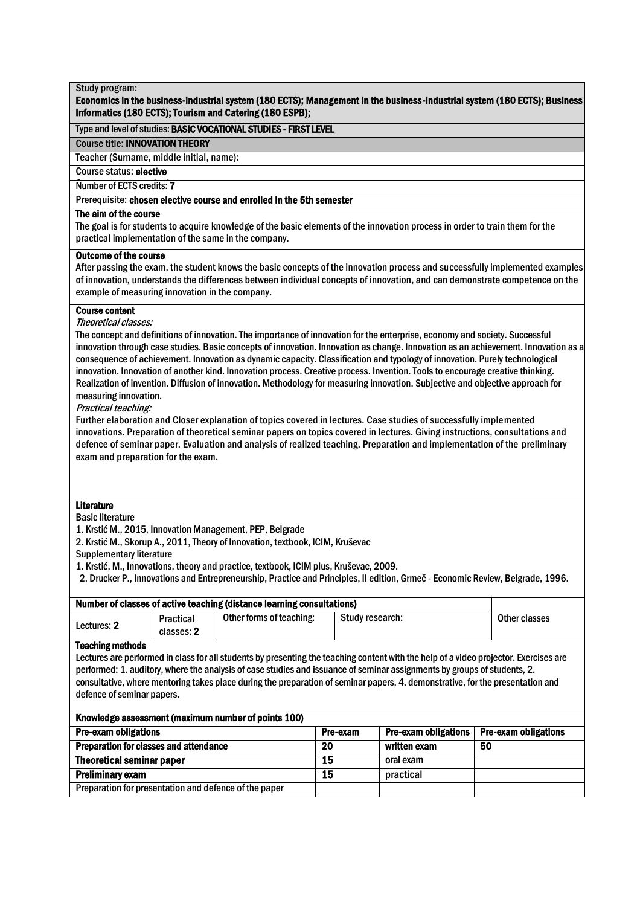Study program:

**Economics in the business-industrial system (180 ECTS); Management in the business-industrial system (180 ECTS); Business Informatics (180 ECTS); Tourism and Catering (180 ESPB);**

Type and level of studies: **BASIC VOCATIONAL STUDIES - FIRST LEVEL**

Course title: **INNOVATION THEORY**

Teacher (Surname, middle initial, name):

Course status: **elective**

Number of ECTS credits: **7**

Prerequisite: **chosen elective course and enrolled in the 5th semester**

**The aim of the course**

The goal is for students to acquire knowledge of the basic elements of the innovation process in order to train them for the practical implementation of the same in the company.

**Outcome of the course**

After passing the exam, the student knows the basic concepts of the innovation process and successfully implemented examples of innovation, understands the differences between individual concepts of innovation, and can demonstrate competence on the example of measuring innovation in the company.

**Course content**

*Theoretical classes:*

The concept and definitions of innovation. The importance of innovation for the enterprise, economy and society. Successful innovation through case studies. Basic concepts of innovation. Innovation as change. Innovation as an achievement. Innovation as a consequence of achievement. Innovation as dynamic capacity. Classification and typology of innovation. Purely technological innovation. Innovation of another kind. Innovation process. Creative process. Invention. Tools to encourage creative thinking. Realization of invention. Diffusion of innovation. Methodology for measuring innovation. Subjective and objective approach for measuring innovation.

*Practical teaching:*

Further elaboration and Closer explanation of topics covered in lectures. Case studies of successfully implemented innovations. Preparation of theoretical seminar papers on topics covered in lectures. Giving instructions, consultations and defence of seminar paper. Evaluation and analysis of realized teaching. Preparation and implementation of the preliminary exam and preparation for the exam.

**Literature**

Basic literature

1. Krstić M., 2015, Innovation Management, PEP, Belgrade
2. Krstić M., Skorup A., 2011, Theory of Innovation, textbook, ICIM, Kruševac

Supplementary literature

1. Krstić, M., Innovations, theory and practice, textbook, ICIM plus, Kruševac, 2009.
2. Drucker P., Innovations and Entrepreneurship, Practice and Principles, II edition, Grmeč - Economic Review, Belgrade, 1996.

| Number of classes of active teaching (distance learning consultations) | | | | Other classes |
|---|---|---|---|---|
| Lectures: 2 | Practical classes: 2 | Other forms of teaching: | Study research: | |

**Teaching methods**

Lectures are performed in class for all students by presenting the teaching content with the help of a video projector. Exercises are performed: 1. auditory, where the analysis of case studies and issuance of seminar assignments by groups of students, 2. consultative, where mentoring takes place during the preparation of seminar papers, 4. demonstrative, for the presentation and defence of seminar papers.

| Knowledge assessment (maximum number of points 100) | | | |
|---|---|---|---|
| **Pre-exam obligations** | **Pre-exam** | **Pre-exam obligations** | **Pre-exam obligations** |
| **Preparation for classes and attendance** | 20 | written exam | 50 |
| **Theoretical seminar paper** | 15 | oral exam | |
| **Preliminary exam** | 15 | practical | |
| Preparation for presentation and defence of the paper | | | |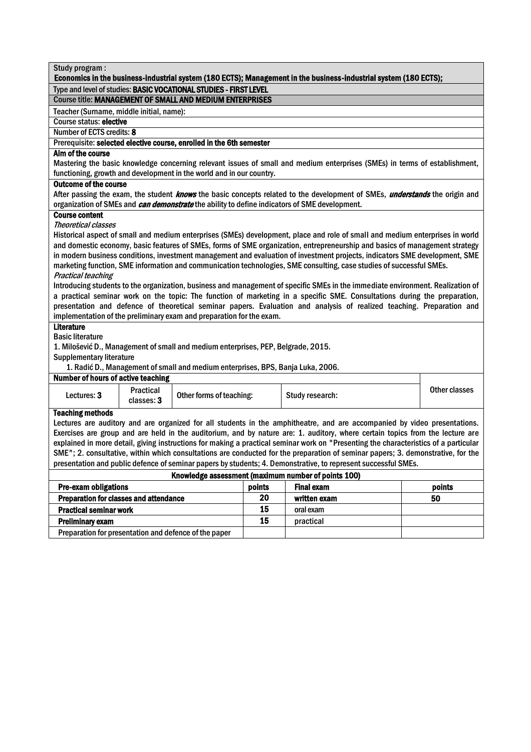Study program :
**Economics in the business-industrial system (180 ECTS); Management in the business-industrial system (180 ECTS);**

Type and level of studies: **BASIC VOCATIONAL STUDIES - FIRST LEVEL**

Course title: **MANAGEMENT OF SMALL AND MEDIUM ENTERPRISES**

Teacher (Surname, middle initial, name):

Course status: **elective**

Number of ECTS credits: **8**

Prerequisite: **selected elective course, enrolled in the 6th semester**

**Aim of the course**

Mastering the basic knowledge concerning relevant issues of small and medium enterprises (SMEs) in terms of establishment, functioning, growth and development in the world and in our country.

**Outcome of the course**

After passing the exam, the student ***knows*** the basic concepts related to the development of SMEs, ***understands*** the origin and organization of SMEs and ***can demonstrate*** the ability to define indicators of SME development.

**Course content**

*Theoretical classes*

Historical aspect of small and medium enterprises (SMEs) development, place and role of small and medium enterprises in world and domestic economy, basic features of SMEs, forms of SME organization, entrepreneurship and basics of management strategy in modern business conditions, investment management and evaluation of investment projects, indicators SME development, SME marketing function, SME information and communication technologies, SME consulting, case studies of successful SMEs.

*Practical teaching*

Introducing students to the organization, business and management of specific SMEs in the immediate environment. Realization of a practical seminar work on the topic: The function of marketing in a specific SME. Consultations during the preparation, presentation and defence of theoretical seminar papers. Evaluation and analysis of realized teaching. Preparation and implementation of the preliminary exam and preparation for the exam.

**Literature**

Basic literature

1. Milošević D., Management of small and medium enterprises, PEP, Belgrade, 2015.

Supplementary literature

1. Radić D., Management of small and medium enterprises, BPS, Banja Luka, 2006.

**Number of hours of active teaching**

| Lectures: **3** | Practical classes: **3** | Other forms of teaching: | Study research: | Other classes |
|---|---|---|---|---|

**Teaching methods**

Lectures are auditory and are organized for all students in the amphitheatre, and are accompanied by video presentations. Exercises are group and are held in the auditorium, and by nature are: 1. auditory, where certain topics from the lecture are explained in more detail, giving instructions for making a practical seminar work on "Presenting the characteristics of a particular SME"; 2. consultative, within which consultations are conducted for the preparation of seminar papers; 3. demonstrative, for the presentation and public defence of seminar papers by students; 4. Demonstrative, to represent successful SMEs.

**Knowledge assessment (maximum number of points 100)**

| Pre-exam obligations | points | Final exam | points |
|---|---|---|---|
| **Preparation for classes and attendance** | **20** | **written exam** | **50** |
| **Practical seminar work** | **15** | oral exam | |
| **Preliminary exam** | **15** | practical | |
| Preparation for presentation and defence of the paper | | | |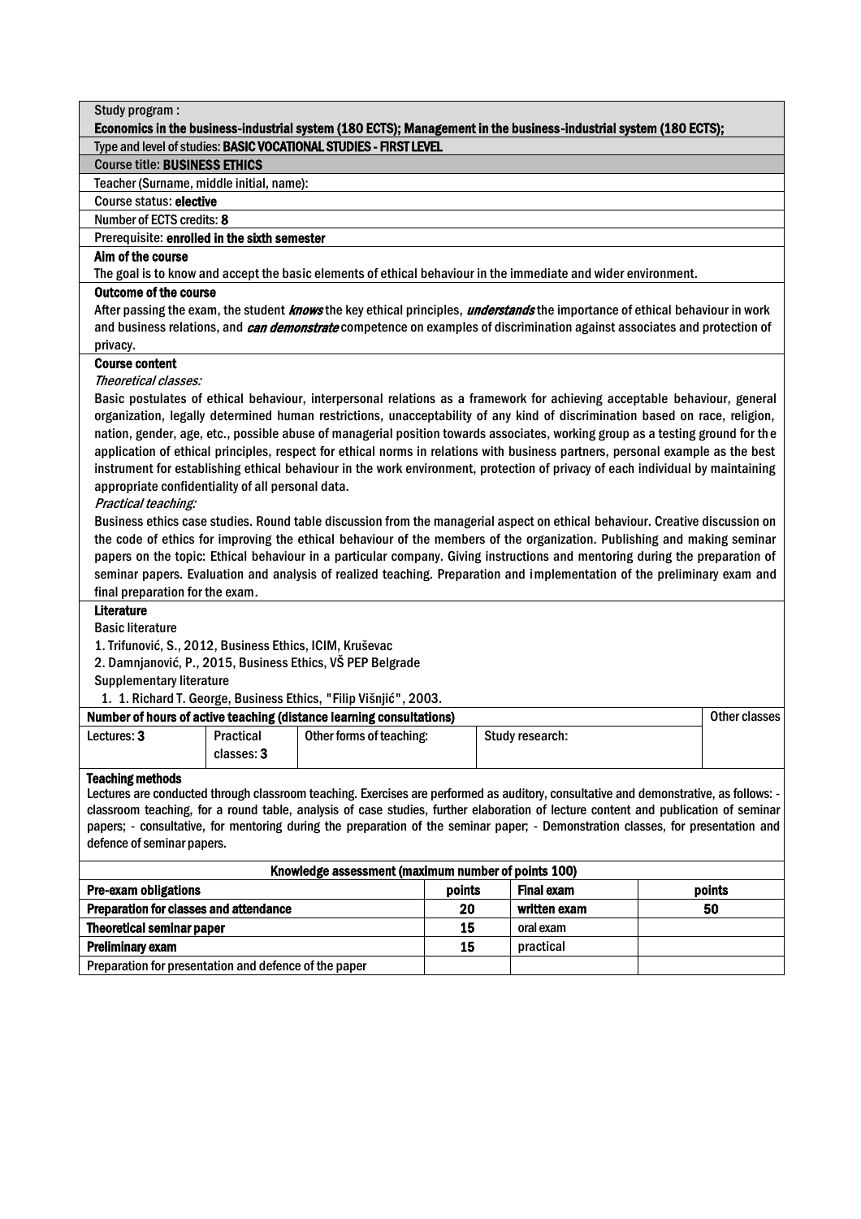Study program :

**Economics in the business-industrial system (180 ECTS); Management in the business-industrial system (180 ECTS);**

Type and level of studies: **BASIC VOCATIONAL STUDIES - FIRST LEVEL**

Course title: **BUSINESS ETHICS**

Teacher (Surname, middle initial, name):

Course status: **elective**

Number of ECTS credits: **8**

Prerequisite: **enrolled in the sixth semester**

**Aim of the course**

The goal is to know and accept the basic elements of ethical behaviour in the immediate and wider environment.

**Outcome of the course**

After passing the exam, the student ***knows*** the key ethical principles, ***understands*** the importance of ethical behaviour in work and business relations, and ***can demonstrate*** competence on examples of discrimination against associates and protection of privacy.

**Course content**

*Theoretical classes:*

Basic postulates of ethical behaviour, interpersonal relations as a framework for achieving acceptable behaviour, general organization, legally determined human restrictions, unacceptability of any kind of discrimination based on race, religion, nation, gender, age, etc., possible abuse of managerial position towards associates, working group as a testing ground for the application of ethical principles, respect for ethical norms in relations with business partners, personal example as the best instrument for establishing ethical behaviour in the work environment, protection of privacy of each individual by maintaining appropriate confidentiality of all personal data.

*Practical teaching:*

Business ethics case studies. Round table discussion from the managerial aspect on ethical behaviour. Creative discussion on the code of ethics for improving the ethical behaviour of the members of the organization. Publishing and making seminar papers on the topic: Ethical behaviour in a particular company. Giving instructions and mentoring during the preparation of seminar papers. Evaluation and analysis of realized teaching. Preparation and implementation of the preliminary exam and final preparation for the exam.

**Literature**

Basic literature

1. Trifunović, S., 2012, Business Ethics, ICIM, Kruševac
2. Damnjanović, P., 2015, Business Ethics, VŠ PEP Belgrade

Supplementary literature

1. 1. Richard T. George, Business Ethics, "Filip Višnjić", 2003.

| Number of hours of active teaching (distance learning consultations) | | | | Other classes |
|---|---|---|---|---|
| Lectures: **3** | Practical classes: **3** | Other forms of teaching: | Study research: | |

**Teaching methods**

Lectures are conducted through classroom teaching. Exercises are performed as auditory, consultative and demonstrative, as follows: - classroom teaching, for a round table, analysis of case studies, further elaboration of lecture content and publication of seminar papers; - consultative, for mentoring during the preparation of the seminar paper; - Demonstration classes, for presentation and defence of seminar papers.

| Knowledge assessment (maximum number of points 100) | | | |
|---|---|---|---|
| **Pre-exam obligations** | **points** | **Final exam** | **points** |
| **Preparation for classes and attendance** | **20** | **written exam** | **50** |
| **Theoretical seminar paper** | **15** | oral exam | |
| **Preliminary exam** | **15** | practical | |
| Preparation for presentation and defence of the paper | | | |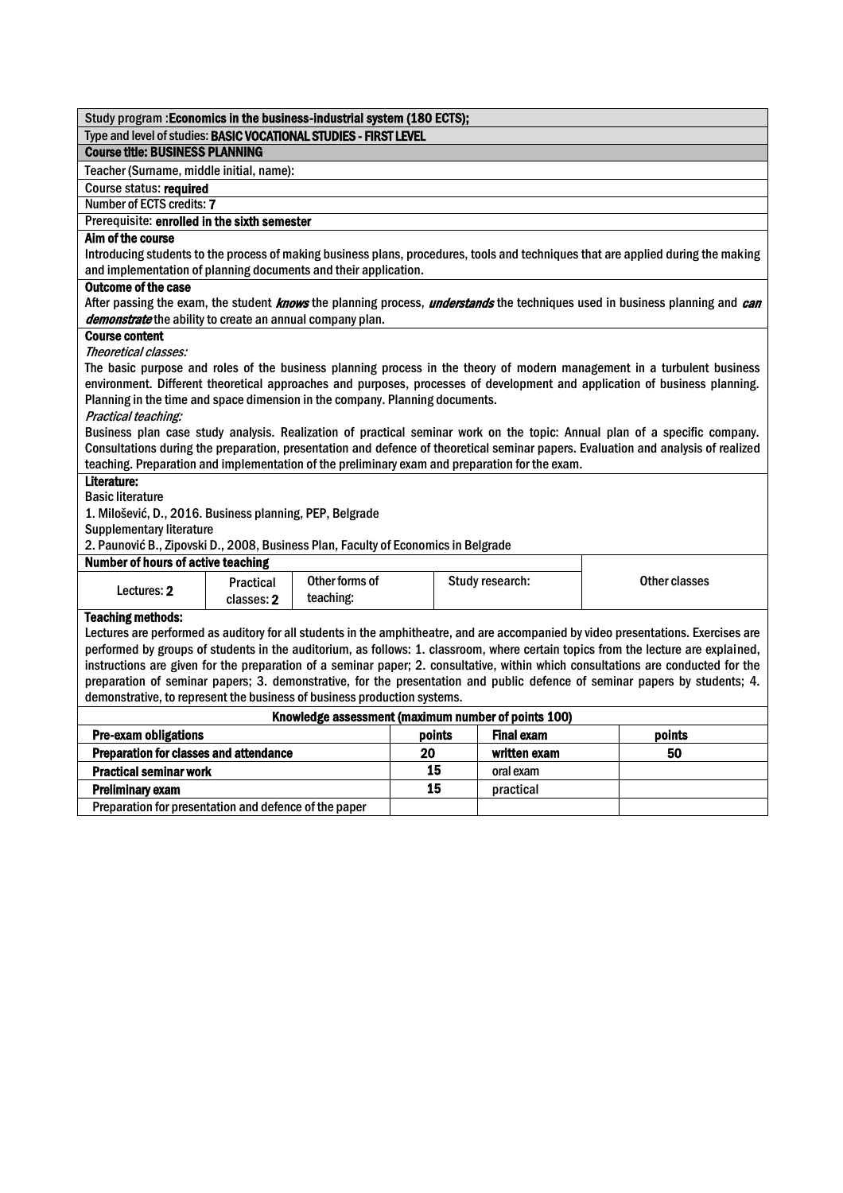Study program :**Economics in the business-industrial system (180 ECTS);**

Type and level of studies: **BASIC VOCATIONAL STUDIES - FIRST LEVEL**

**Course title: BUSINESS PLANNING**

Teacher (Surname, middle initial, name):

Course status: **required**

Number of ECTS credits: **7**

Prerequisite: **enrolled in the sixth semester**

**Aim of the course**

Introducing students to the process of making business plans, procedures, tools and techniques that are applied during the making and implementation of planning documents and their application.

**Outcome of the case**

After passing the exam, the student ***knows*** the planning process, ***understands*** the techniques used in business planning and ***can demonstrate*** the ability to create an annual company plan.

**Course content**

*Theoretical classes:*

The basic purpose and roles of the business planning process in the theory of modern management in a turbulent business environment. Different theoretical approaches and purposes, processes of development and application of business planning. Planning in the time and space dimension in the company. Planning documents.

*Practical teaching:*

Business plan case study analysis. Realization of practical seminar work on the topic: Annual plan of a specific company. Consultations during the preparation, presentation and defence of theoretical seminar papers. Evaluation and analysis of realized teaching. Preparation and implementation of the preliminary exam and preparation for the exam.

**Literature:**

Basic literature

1. Milošević, D., 2016. Business planning, PEP, Belgrade

Supplementary literature

2. Paunović B., Zipovski D., 2008, Business Plan, Faculty of Economics in Belgrade

**Number of hours of active teaching**

| Lectures: **2** | Practical classes: **2** | Other forms of teaching: | Study research: | Other classes |
|---|---|---|---|---|

**Teaching methods:**

Lectures are performed as auditory for all students in the amphitheatre, and are accompanied by video presentations. Exercises are performed by groups of students in the auditorium, as follows: 1. classroom, where certain topics from the lecture are explained, instructions are given for the preparation of a seminar paper; 2. consultative, within which consultations are conducted for the preparation of seminar papers; 3. demonstrative, for the presentation and public defence of seminar papers by students; 4. demonstrative, to represent the business of business production systems.

**Knowledge assessment (maximum number of points 100)**

| **Pre-exam obligations** | **points** | **Final exam** | **points** |
|---|---|---|---|
| **Preparation for classes and attendance** | **20** | **written exam** | **50** |
| **Practical seminar work** | **15** | oral exam | |
| **Preliminary exam** | **15** | practical | |
| Preparation for presentation and defence of the paper | | | |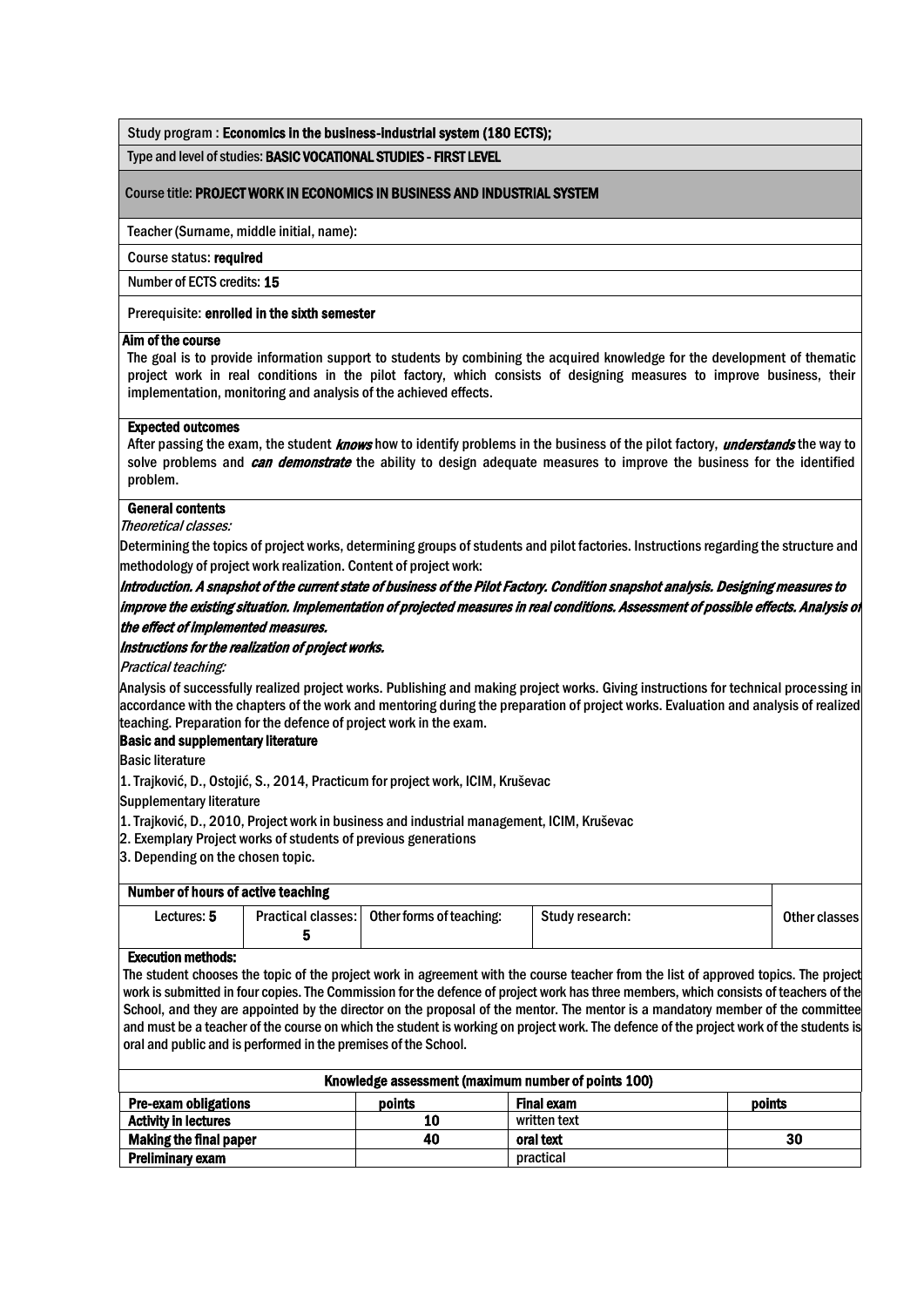Study program : **Economics in the business-industrial system (180 ECTS);**

Type and level of studies: **BASIC VOCATIONAL STUDIES - FIRST LEVEL**

Course title: **PROJECT WORK IN ECONOMICS IN BUSINESS AND INDUSTRIAL SYSTEM**

Teacher (Surname, middle initial, name):

Course status: **required**

Number of ECTS credits: **15**

Prerequisite: **enrolled in the sixth semester**

**Aim of the course**

The goal is to provide information support to students by combining the acquired knowledge for the development of thematic project work in real conditions in the pilot factory, which consists of designing measures to improve business, their implementation, monitoring and analysis of the achieved effects.

**Expected outcomes**

After passing the exam, the student ***knows*** how to identify problems in the business of the pilot factory, ***understands*** the way to solve problems and ***can demonstrate*** the ability to design adequate measures to improve the business for the identified problem.

**General contents**

*Theoretical classes:*

Determining the topics of project works, determining groups of students and pilot factories. Instructions regarding the structure and methodology of project work realization. Content of project work:

***Introduction. A snapshot of the current state of business of the Pilot Factory. Condition snapshot analysis. Designing measures to improve the existing situation. Implementation of projected measures in real conditions. Assessment of possible effects. Analysis of the effect of implemented measures.***

***Instructions for the realization of project works.***

*Practical teaching:*

Analysis of successfully realized project works. Publishing and making project works. Giving instructions for technical processing in accordance with the chapters of the work and mentoring during the preparation of project works. Evaluation and analysis of realized teaching. Preparation for the defence of project work in the exam.

**Basic and supplementary literature**

Basic literature

1. Trajković, D., Ostojić, S., 2014, Practicum for project work, ICIM, Kruševac

Supplementary literature

1. Trajković, D., 2010, Project work in business and industrial management, ICIM, Kruševac
2. Exemplary Project works of students of previous generations
3. Depending on the chosen topic.

| **Number of hours of active teaching** | | | | |
|---|---|---|---|---|
| Lectures: **5** | Practical classes: **5** | Other forms of teaching: | Study research: | Other classes |

**Execution methods:**

The student chooses the topic of the project work in agreement with the course teacher from the list of approved topics. The project work is submitted in four copies. The Commission for the defence of project work has three members, which consists of teachers of the School, and they are appointed by the director on the proposal of the mentor. The mentor is a mandatory member of the committee and must be a teacher of the course on which the student is working on project work. The defence of the project work of the students is oral and public and is performed in the premises of the School.

| **Knowledge assessment (maximum number of points 100)** | | | |
|---|---|---|---|
| **Pre-exam obligations** | **points** | **Final exam** | **points** |
| **Activity in lectures** | 10 | written text | |
| **Making the final paper** | 40 | oral text | 30 |
| **Preliminary exam** | | practical | |